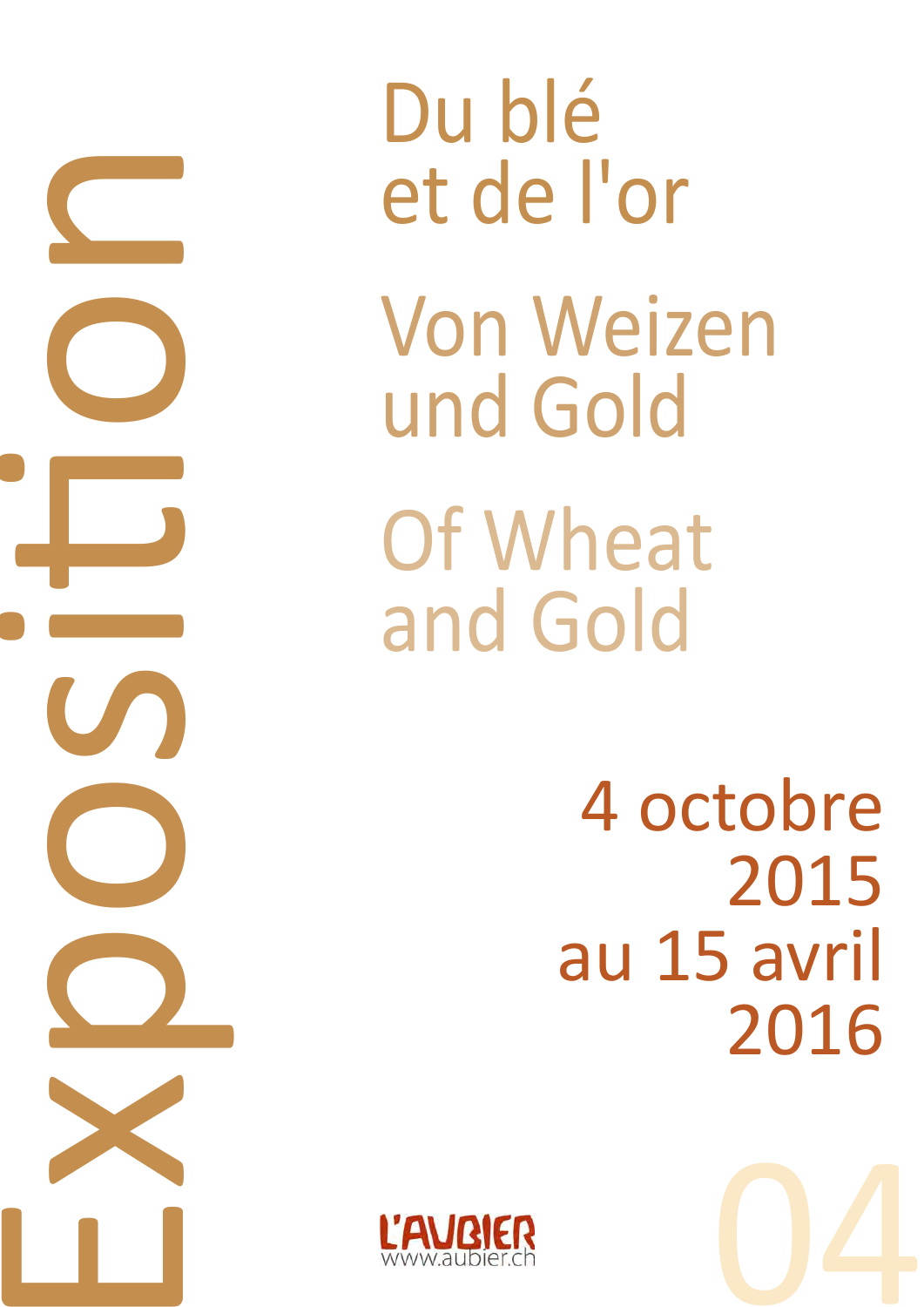Exposition

# Du blé et de l'or

# Von Weizen und Gold

# Of Wheat and Gold

4 octobre 2015 au 15 avril 2016

L'AUBIER
www.aubier.ch

04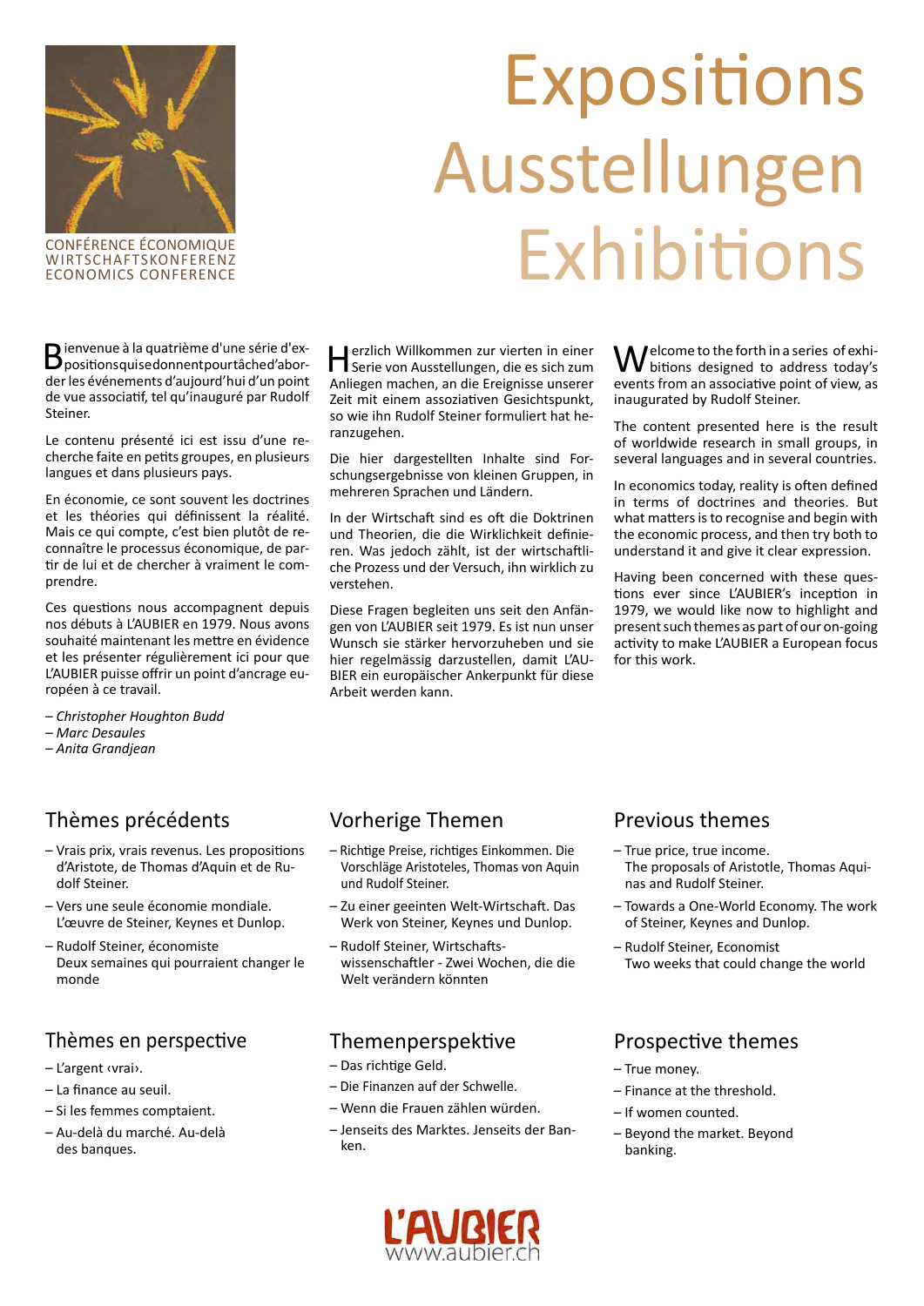CONFÉRENCE ÉCONOMIQUE
WIRTSCHAFTSKONFERENZ
ECONOMICS CONFERENCE

# Expositions
# Ausstellungen
# Exhibitions

Bienvenue à la quatrième d'une série d'expositions qui se donnent pour tâche d'aborder les événements d'aujourd'hui d'un point de vue associatif, tel qu'inauguré par Rudolf Steiner.

Le contenu présenté ici est issu d'une recherche faite en petits groupes, en plusieurs langues et dans plusieurs pays.

En économie, ce sont souvent les doctrines et les théories qui définissent la réalité. Mais ce qui compte, c'est bien plutôt de reconnaître le processus économique, de partir de lui et de chercher à vraiment le comprendre.

Ces questions nous accompagnent depuis nos débuts à L'AUBIER en 1979. Nous avons souhaité maintenant les mettre en évidence et les présenter régulièrement ici pour que L'AUBIER puisse offrir un point d'ancrage européen à ce travail.

– *Christopher Houghton Budd*
– *Marc Desaules*
– *Anita Grandjean*

Herzlich Willkommen zur vierten in einer Serie von Ausstellungen, die es sich zum Anliegen machen, an die Ereignisse unserer Zeit mit einem assoziativen Gesichtspunkt, so wie ihn Rudolf Steiner formuliert hat heranzugehen.

Die hier dargestellten Inhalte sind Forschungsergebnisse von kleinen Gruppen, in mehreren Sprachen und Ländern.

In der Wirtschaft sind es oft die Doktrinen und Theorien, die die Wirklichkeit definieren. Was jedoch zählt, ist der wirtschaftliche Prozess und der Versuch, ihn wirklich zu verstehen.

Diese Fragen begleiten uns seit den Anfängen von L'AUBIER seit 1979. Es ist nun unser Wunsch sie stärker hervorzuheben und sie hier regelmässig darzustellen, damit L'AUBIER ein europäischer Ankerpunkt für diese Arbeit werden kann.

Welcome to the forth in a series of exhibitions designed to address today's events from an associative point of view, as inaugurated by Rudolf Steiner.

The content presented here is the result of worldwide research in small groups, in several languages and in several countries.

In economics today, reality is often defined in terms of doctrines and theories. But what matters is to recognise and begin with the economic process, and then try both to understand it and give it clear expression.

Having been concerned with these questions ever since L'AUBIER's inception in 1979, we would like now to highlight and present such themes as part of our on-going activity to make L'AUBIER a European focus for this work.

## Thèmes précédents

- Vrais prix, vrais revenus. Les propositions d'Aristote, de Thomas d'Aquin et de Rudolf Steiner.
- Vers une seule économie mondiale. L'œuvre de Steiner, Keynes et Dunlop.
- Rudolf Steiner, économiste
  Deux semaines qui pourraient changer le monde

## Vorherige Themen

- Richtige Preise, richtiges Einkommen. Die Vorschläge Aristoteles, Thomas von Aquin und Rudolf Steiner.
- Zu einer geeinten Welt-Wirtschaft. Das Werk von Steiner, Keynes und Dunlop.
- Rudolf Steiner, Wirtschaftswissenschaftler - Zwei Wochen, die die Welt verändern könnten

## Previous themes

- True price, true income.
  The proposals of Aristotle, Thomas Aquinas and Rudolf Steiner.
- Towards a One-World Economy. The work of Steiner, Keynes and Dunlop.
- Rudolf Steiner, Economist
  Two weeks that could change the world

## Thèmes en perspective

- L'argent ‹vrai›.
- La finance au seuil.
- Si les femmes comptaient.
- Au-delà du marché. Au-delà des banques.

## Themenperspektive

- Das richtige Geld.
- Die Finanzen auf der Schwelle.
- Wenn die Frauen zählen würden.
- Jenseits des Marktes. Jenseits der Banken.

## Prospective themes

- True money.
- Finance at the threshold.
- If women counted.
- Beyond the market. Beyond banking.

L'AUBIER
www.aubier.ch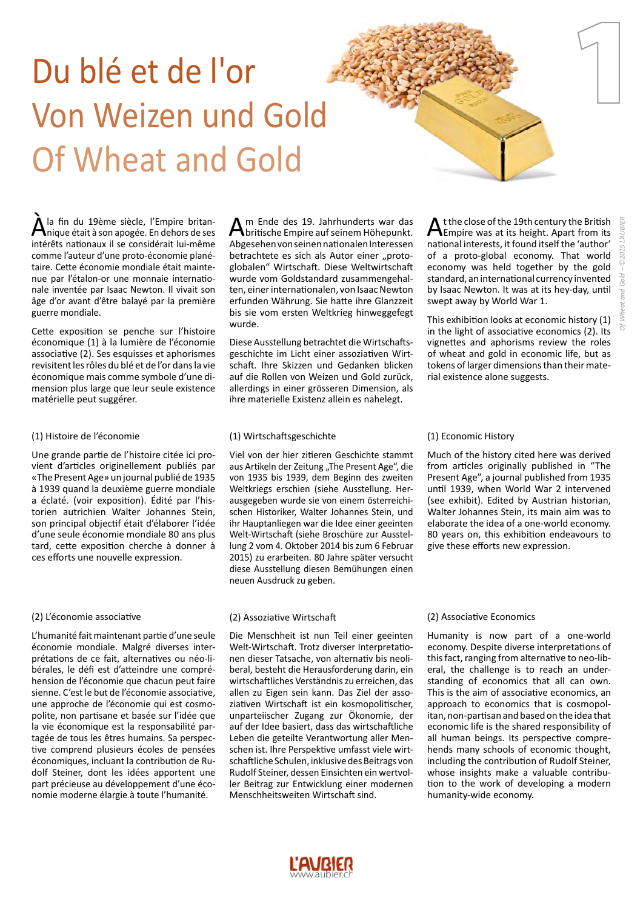# Du blé et de l'or
# Von Weizen und Gold
# Of Wheat and Gold

À la fin du 19ème siècle, l'Empire britannique était à son apogée. En dehors de ses intérêts nationaux il se considérait lui-même comme l'auteur d'une proto-économie planétaire. Cette économie mondiale était maintenue par l'étalon-or une monnaie internationale inventée par Isaac Newton. Il vivait son âge d'or avant d'être balayé par la première guerre mondiale.

Cette exposition se penche sur l'histoire économique (1) à la lumière de l'économie associative (2). Ses esquisses et aphorismes revisitent les rôles du blé et de l'or dans la vie économique mais comme symbole d'une dimension plus large que leur seule existence matérielle peut suggérer.

(1) Histoire de l'économie

Une grande partie de l'histoire citée ici provient d'articles originellement publiés par «The Present Age» un journal publié de 1935 à 1939 quand la deuxième guerre mondiale a éclaté. (voir exposition). Édité par l'historien autrichien Walter Johannes Stein, son principal objectif était d'élaborer l'idée d'une seule économie mondiale 80 ans plus tard, cette exposition cherche à donner à ces efforts une nouvelle expression.

(2) L'économie associative

L'humanité fait maintenant partie d'une seule économie mondiale. Malgré diverses interprétations de ce fait, alternatives ou néo-libérales, le défi est d'atteindre une compréhension de l'économie que chacun peut faire sienne. C'est le but de l'économie associative, une approche de l'économie qui est cosmopolite, non partisane et basée sur l'idée que la vie économique est la responsabilité partagée de tous les êtres humains. Sa perspective comprend plusieurs écoles de pensées économiques, incluant la contribution de Rudolf Steiner, dont les idées apportent une part précieuse au développement d'une économie moderne élargie à toute l'humanité.

Am Ende des 19. Jahrhunderts war das britische Empire auf seinem Höhepunkt. Abgesehen von seinen nationalen Interessen betrachtete es sich als Autor einer „proto-globalen" Wirtschaft. Diese Weltwirtschaft wurde vom Goldstandard zusammengehalten, einer internationalen, von Isaac Newton erfunden Währung. Sie hatte ihre Glanzzeit bis sie vom ersten Weltkrieg hinweggefegt wurde.

Diese Ausstellung betrachtet die Wirtschaftsgeschichte im Licht einer assoziativen Wirtschaft. Ihre Skizzen und Gedanken blicken auf die Rollen von Weizen und Gold zurück, allerdings in einer grösseren Dimension, als ihre materielle Existenz allein es nahelegt.

(1) Wirtschaftsgeschichte

Viel von der hier zitieren Geschichte stammt aus Artikeln der Zeitung „The Present Age", die von 1935 bis 1939, dem Beginn des zweiten Weltkriegs erschien (siehe Ausstellung. Herausgegeben wurde sie von einem österreichischen Historiker, Walter Johannes Stein, und ihr Hauptanliegen war die Idee einer geeinten Welt-Wirtschaft (siehe Broschüre zur Ausstellung 2 vom 4. Oktober 2014 bis zum 6 Februar 2015) zu erarbeiten. 80 Jahre später versucht diese Ausstellung diesen Bemühungen einen neuen Ausdruck zu geben.

(2) Assoziative Wirtschaft

Die Menschheit ist nun Teil einer geeinten Welt-Wirtschaft. Trotz diverser Interpretationen dieser Tatsache, von alternativ bis neoliberal, besteht die Herausforderung darin, ein wirtschaftliches Verständnis zu erreichen, das allen zu Eigen sein kann. Das Ziel der assoziativen Wirtschaft ist ein kosmopolitischer, unparteiischer Zugang zur Ökonomie, der auf der Idee basiert, dass das wirtschaftliche Leben die geteilte Verantwortung aller Menschen ist. Ihre Perspektive umfasst viele wirtschaftliche Schulen, inklusive des Beitrags von Rudolf Steiner, dessen Einsichten ein wertvoller Beitrag zur Entwicklung einer modernen Menschheitsweiten Wirtschaft sind.

At the close of the 19th century the British Empire was at its height. Apart from its national interests, it found itself the 'author' of a proto-global economy. That world economy was held together by the gold standard, an international currency invented by Isaac Newton. It was at its hey-day, until swept away by World War 1.

This exhibition looks at economic history (1) in the light of associative economics (2). Its vignettes and aphorisms review the roles of wheat and gold in economic life, but as tokens of larger dimensions than their material existence alone suggests.

(1) Economic History

Much of the history cited here was derived from articles originally published in "The Present Age", a journal published from 1935 until 1939, when World War 2 intervened (see exhibit). Edited by Austrian historian, Walter Johannes Stein, its main aim was to elaborate the idea of a one-world economy. 80 years on, this exhibition endeavours to give these efforts new expression.

(2) Associative Economics

Humanity is now part of a one-world economy. Despite diverse interpretations of this fact, ranging from alternative to neo-liberal, the challenge is to reach an understanding of economics that all can own. This is the aim of associative economics, an approach to economics that is cosmopolitan, non-partisan and based on the idea that economic life is the shared responsibility of all human beings. Its perspective comprehends many schools of economic thought, including the contribution of Rudolf Steiner, whose insights make a valuable contribution to the work of developing a modern humanity-wide economy.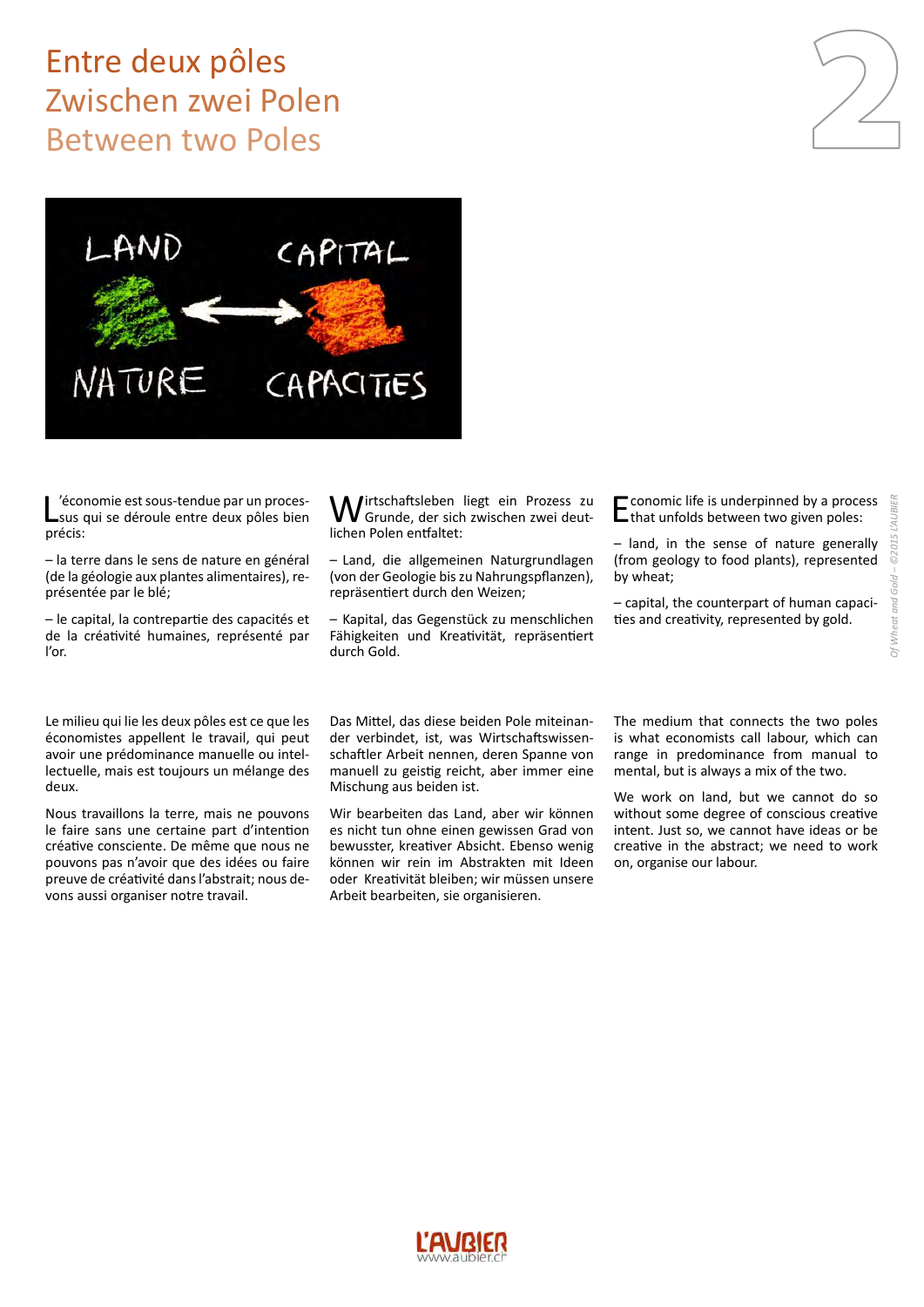# Entre deux pôles
# Zwischen zwei Polen
# Between two Poles

L'économie est sous-tendue par un processus qui se déroule entre deux pôles bien précis:

– la terre dans le sens de nature en général (de la géologie aux plantes alimentaires), représentée par le blé;

– le capital, la contrepartie des capacités et de la créativité humaines, représenté par l'or.

Le milieu qui lie les deux pôles est ce que les économistes appellent le travail, qui peut avoir une prédominance manuelle ou intellectuelle, mais est toujours un mélange des deux.

Nous travaillons la terre, mais ne pouvons le faire sans une certaine part d'intention créative consciente. De même que nous ne pouvons pas n'avoir que des idées ou faire preuve de créativité dans l'abstrait; nous devons aussi organiser notre travail.

Wirtschaftsleben liegt ein Prozess zu Grunde, der sich zwischen zwei deutlichen Polen entfaltet:

– Land, die allgemeinen Naturgrundlagen (von der Geologie bis zu Nahrungspflanzen), repräsentiert durch den Weizen;

– Kapital, das Gegenstück zu menschlichen Fähigkeiten und Kreativität, repräsentiert durch Gold.

Das Mittel, das diese beiden Pole miteinander verbindet, ist, was Wirtschaftswissenschaftler Arbeit nennen, deren Spanne von manuell zu geistig reicht, aber immer eine Mischung aus beiden ist.

Wir bearbeiten das Land, aber wir können es nicht tun ohne einen gewissen Grad von bewusster, kreativer Absicht. Ebenso wenig können wir rein im Abstrakten mit Ideen oder Kreativität bleiben; wir müssen unsere Arbeit bearbeiten, sie organisieren.

Economic life is underpinned by a process that unfolds between two given poles:

– land, in the sense of nature generally (from geology to food plants), represented by wheat;

– capital, the counterpart of human capacities and creativity, represented by gold.

The medium that connects the two poles is what economists call labour, which can range in predominance from manual to mental, but is always a mix of the two.

We work on land, but we cannot do so without some degree of conscious creative intent. Just so, we cannot have ideas or be creative in the abstract; we need to work on, organise our labour.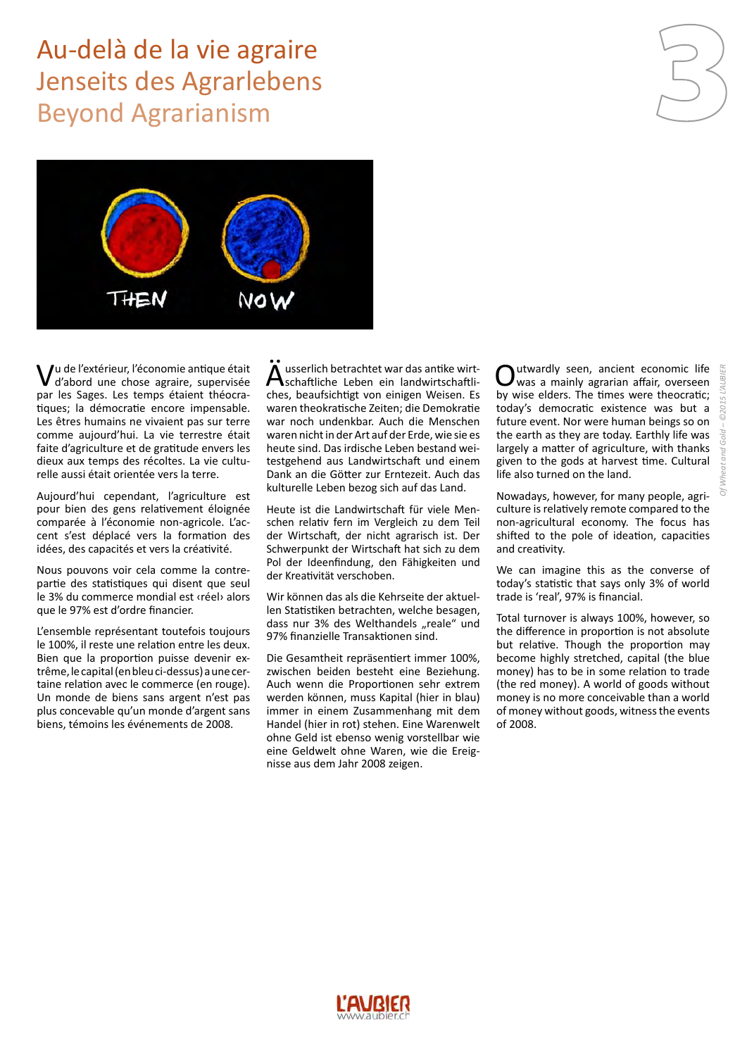# Au-delà de la vie agraire
# Jenseits des Agrarlebens
# Beyond Agrarianism

Vu de l'extérieur, l'économie antique était d'abord une chose agraire, supervisée par les Sages. Les temps étaient théocratiques; la démocratie encore impensable. Les êtres humains ne vivaient pas sur terre comme aujourd'hui. La vie terrestre était faite d'agriculture et de gratitude envers les dieux aux temps des récoltes. La vie culturelle aussi était orientée vers la terre.

Aujourd'hui cependant, l'agriculture est pour bien des gens relativement éloignée comparée à l'économie non-agricole. L'accent s'est déplacé vers la formation des idées, des capacités et vers la créativité.

Nous pouvons voir cela comme la contrepartie des statistiques qui disent que seul le 3% du commerce mondial est ‹réel› alors que le 97% est d'ordre financier.

L'ensemble représentant toutefois toujours le 100%, il reste une relation entre les deux. Bien que la proportion puisse devenir extrême, le capital (en bleu ci-dessus) a une certaine relation avec le commerce (en rouge). Un monde de biens sans argent n'est pas plus concevable qu'un monde d'argent sans biens, témoins les événements de 2008.

Äusserlich betrachtet war das antike wirtschaftliche Leben ein landwirtschaftliches, beaufsichtigt von einigen Weisen. Es waren theokratische Zeiten; die Demokratie war noch undenkbar. Auch die Menschen waren nicht in der Art auf der Erde, wie sie es heute sind. Das irdische Leben bestand weitestgehend aus Landwirtschaft und einem Dank an die Götter zur Erntezeit. Auch das kulturelle Leben bezog sich auf das Land.

Heute ist die Landwirtschaft für viele Menschen relativ fern im Vergleich zu dem Teil der Wirtschaft, der nicht agrarisch ist. Der Schwerpunkt der Wirtschaft hat sich zu dem Pol der Ideenfindung, den Fähigkeiten und der Kreativität verschoben.

Wir können das als die Kehrseite der aktuellen Statistiken betrachten, welche besagen, dass nur 3% des Welthandels „reale" und 97% finanzielle Transaktionen sind.

Die Gesamtheit repräsentiert immer 100%, zwischen beiden besteht eine Beziehung. Auch wenn die Proportionen sehr extrem werden können, muss Kapital (hier in blau) immer in einem Zusammenhang mit dem Handel (hier in rot) stehen. Eine Warenwelt ohne Geld ist ebenso wenig vorstellbar wie eine Geldwelt ohne Waren, wie die Ereignisse aus dem Jahr 2008 zeigen.

Outwardly seen, ancient economic life was a mainly agrarian affair, overseen by wise elders. The times were theocratic; today's democratic existence was but a future event. Nor were human beings so on the earth as they are today. Earthly life was largely a matter of agriculture, with thanks given to the gods at harvest time. Cultural life also turned on the land.

Nowadays, however, for many people, agriculture is relatively remote compared to the non-agricultural economy. The focus has shifted to the pole of ideation, capacities and creativity.

We can imagine this as the converse of today's statistic that says only 3% of world trade is 'real', 97% is financial.

Total turnover is always 100%, however, so the difference in proportion is not absolute but relative. Though the proportion may become highly stretched, capital (the blue money) has to be in some relation to trade (the red money). A world of goods without money is no more conceivable than a world of money without goods, witness the events of 2008.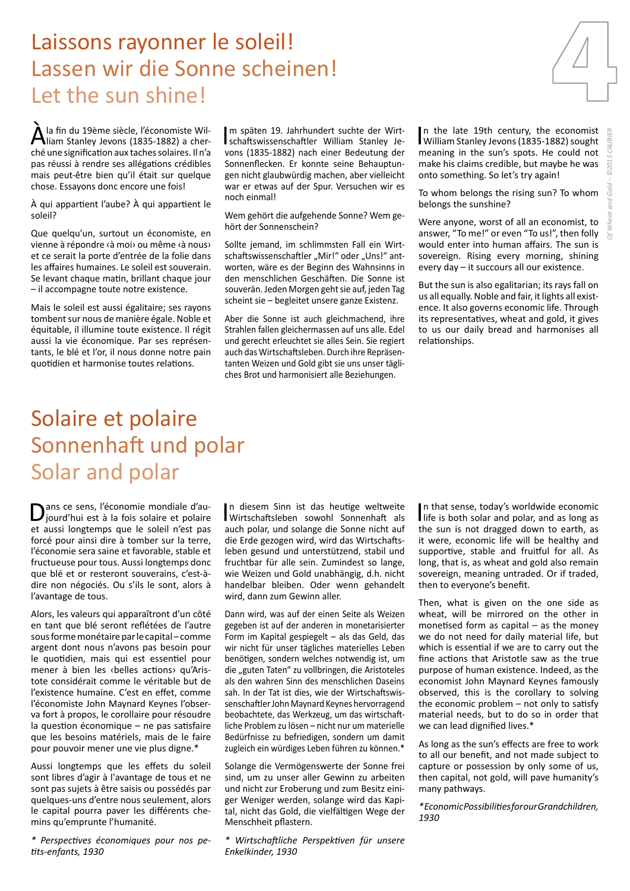# Laissons rayonner le soleil!
# Lassen wir die Sonne scheinen!
# Let the sun shine!

À la fin du 19ème siècle, l'économiste William Stanley Jevons (1835-1882) a cherché une signification aux taches solaires. Il n'a pas réussi à rendre ses allégations crédibles mais peut-être bien qu'il était sur quelque chose. Essayons donc encore une fois!

À qui appartient l'aube? À qui appartient le soleil?

Que quelqu'un, surtout un économiste, en vienne à répondre ‹à moi› ou même ‹à nous› et ce serait la porte d'entrée de la folie dans les affaires humaines. Le soleil est souverain. Se levant chaque matin, brillant chaque jour – il accompagne toute notre existence.

Mais le soleil est aussi égalitaire; ses rayons tombent sur nous de manière égale. Noble et équitable, il illumine toute existence. Il régit aussi la vie économique. Par ses représentants, le blé et l'or, il nous donne notre pain quotidien et harmonise toutes relations.

Im späten 19. Jahrhundert suchte der Wirtschaftswissenschaftler William Stanley Jevons (1835-1882) nach einer Bedeutung der Sonnenflecken. Er konnte seine Behauptungen nicht glaubwürdig machen, aber vielleicht war er etwas auf der Spur. Versuchen wir es noch einmal!

Wem gehört die aufgehende Sonne? Wem gehört der Sonnenschein?

Sollte jemand, im schlimmsten Fall ein Wirtschaftswissenschaftler „Mir!" oder „Uns!" antworten, wäre es der Beginn des Wahnsinns in den menschlichen Geschäften. Die Sonne ist souverän. Jeden Morgen geht sie auf, jeden Tag scheint sie – begleitet unsere ganze Existenz.

Aber die Sonne ist auch gleichmachend, ihre Strahlen fallen gleichermassen auf uns alle. Edel und gerecht erleuchtet sie alles Sein. Sie regiert auch das Wirtschaftsleben. Durch ihre Repräsentanten Weizen und Gold gibt sie uns unser tägliches Brot und harmonisiert alle Beziehungen.

In the late 19th century, the economist William Stanley Jevons (1835-1882) sought meaning in the sun's spots. He could not make his claims credible, but maybe he was onto something. So let's try again!

To whom belongs the rising sun? To whom belongs the sunshine?

Were anyone, worst of all an economist, to answer, "To me!" or even "To us!", then folly would enter into human affairs. The sun is sovereign. Rising every morning, shining every day – it succours all our existence.

But the sun is also egalitarian; its rays fall on us all equally. Noble and fair, it lights all existence. It also governs economic life. Through its representatives, wheat and gold, it gives to us our daily bread and harmonises all relationships.

# Solaire et polaire
# Sonnenhaft und polar
# Solar and polar

Dans ce sens, l'économie mondiale d'aujourd'hui est à la fois solaire et polaire et aussi longtemps que le soleil n'est pas forcé pour ainsi dire à tomber sur la terre, l'économie sera saine et favorable, stable et fructueuse pour tous. Aussi longtemps donc que blé et or resteront souverains, c'est-à-dire non négociés. Ou s'ils le sont, alors à l'avantage de tous.

Alors, les valeurs qui apparaîtront d'un côté en tant que blé seront reflétées de l'autre sous forme monétaire par le capital – comme argent dont nous n'avons pas besoin pour le quotidien, mais qui est essentiel pour mener à bien les ‹belles actions› qu'Aristote considérait comme le véritable but de l'existence humaine. C'est en effet, comme l'économiste John Maynard Keynes l'observa fort à propos, le corollaire pour résoudre la question économique – ne pas satisfaire que les besoins matériels, mais de le faire pour pouvoir mener une vie plus digne.*

Aussi longtemps que les effets du soleil sont libres d'agir à l'avantage de tous et ne sont pas sujets à être saisis ou possédés par quelques-uns d'entre nous seulement, alors le capital pourra paver les différents chemins qu'emprunte l'humanité.

*\* Perspectives économiques pour nos petits-enfants, 1930*

In diesem Sinn ist das heutige weltweite Wirtschaftsleben sowohl Sonnenhaft als auch polar, und solange die Sonne nicht auf die Erde gezogen wird, wird das Wirtschaftsleben gesund und unterstützend, stabil und fruchtbar für alle sein. Zumindest so lange, wie Weizen und Gold unabhängig, d.h. nicht handelbar bleiben. Oder wenn gehandelt wird, dann zum Gewinn aller.

Dann wird, was auf der einen Seite als Weizen gegeben ist auf der anderen in monetarisierter Form im Kapital gespiegelt – als das Geld, das wir nicht für unser tägliches materielles Leben benötigen, sondern welches notwendig ist, um die „guten Taten" zu vollbringen, die Aristoteles als den wahren Sinn des menschlichen Daseins sah. In der Tat ist dies, wie der Wirtschaftswissenschaftler John Maynard Keynes hervorragend beobachtete, das Werkzeug, um das wirtschaftliche Problem zu lösen – nicht nur um materielle Bedürfnisse zu befriedigen, sondern um damit zugleich ein würdiges Leben führen zu können.*

Solange die Vermögenswerte der Sonne frei sind, um zu unser aller Gewinn zu arbeiten und nicht zur Eroberung und zum Besitz einiger Weniger werden, solange wird das Kapital, nicht das Gold, die vielfältigen Wege der Menschheit pflastern.

*\* Wirtschaftliche Perspektiven für unsere Enkelkinder, 1930*

In that sense, today's worldwide economic life is both solar and polar, and as long as the sun is not dragged down to earth, as it were, economic life will be healthy and supportive, stable and fruitful for all. As long, that is, as wheat and gold also remain sovereign, meaning untraded. Or if traded, then to everyone's benefit.

Then, what is given on the one side as wheat, will be mirrored on the other in monetised form as capital – as the money we do not need for daily material life, but which is essential if we are to carry out the fine actions that Aristotle saw as the true purpose of human existence. Indeed, as the economist John Maynard Keynes famously observed, this is the corollary to solving the economic problem – not only to satisfy material needs, but to do so in order that we can lead dignified lives.*

As long as the sun's effects are free to work to all our benefit, and not made subject to capture or possession by only some of us, then capital, not gold, will pave humanity's many pathways.

*\*Economic Possibilities for our Grandchildren, 1930*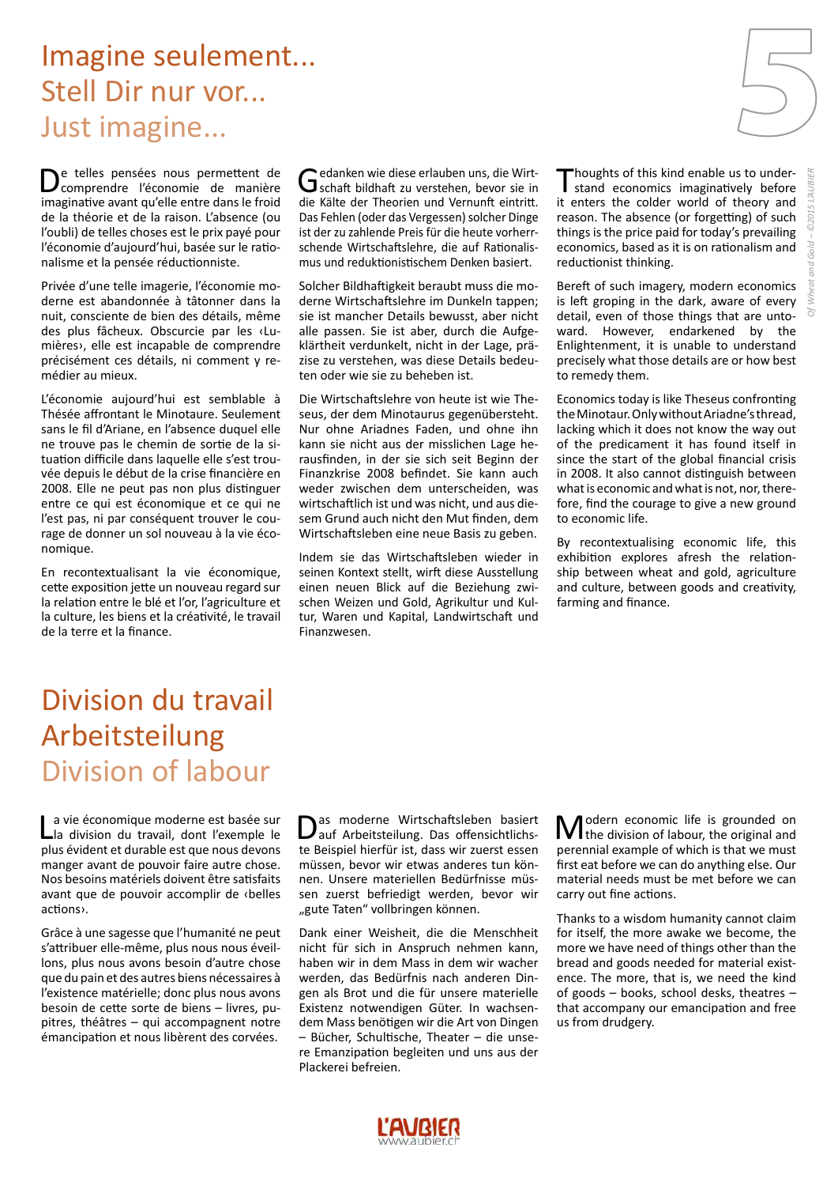# Imagine seulement...
# Stell Dir nur vor...
# Just imagine...

De telles pensées nous permettent de comprendre l'économie de manière imaginative avant qu'elle entre dans le froid de la théorie et de la raison. L'absence (ou l'oubli) de telles choses est le prix payé pour l'économie d'aujourd'hui, basée sur le rationalisme et la pensée réductionniste.

Privée d'une telle imagerie, l'économie moderne est abandonnée à tâtonner dans la nuit, consciente de bien des détails, même des plus fâcheux. Obscurcie par les ‹Lumières›, elle est incapable de comprendre précisément ces détails, ni comment y remédier au mieux.

L'économie aujourd'hui est semblable à Thésée affrontant le Minotaure. Seulement sans le fil d'Ariane, en l'absence duquel elle ne trouve pas le chemin de sortie de la situation difficile dans laquelle elle s'est trouvée depuis le début de la crise financière en 2008. Elle ne peut pas non plus distinguer entre ce qui est économique et ce qui ne l'est pas, ni par conséquent trouver le courage de donner un sol nouveau à la vie économique.

En recontextualisant la vie économique, cette exposition jette un nouveau regard sur la relation entre le blé et l'or, l'agriculture et la culture, les biens et la créativité, le travail de la terre et la finance.

Gedanken wie diese erlauben uns, die Wirtschaft bildhaft zu verstehen, bevor sie in die Kälte der Theorien und Vernunft eintritt. Das Fehlen (oder das Vergessen) solcher Dinge ist der zu zahlende Preis für die heute vorherrschende Wirtschaftslehre, die auf Rationalismus und reduktionistischem Denken basiert.

Solcher Bildhaftigkeit beraubt muss die moderne Wirtschaftslehre im Dunkeln tappen; sie ist mancher Details bewusst, aber nicht alle passen. Sie ist aber, durch die Aufgeklärtheit verdunkelt, nicht in der Lage, präzise zu verstehen, was diese Details bedeuten oder wie sie zu beheben ist.

Die Wirtschaftslehre von heute ist wie Theseus, der dem Minotaurus gegenübersteht. Nur ohne Ariadnes Faden, und ohne ihn kann sie nicht aus der misslichen Lage herausfinden, in der sie sich seit Beginn der Finanzkrise 2008 befindet. Sie kann auch weder zwischen dem unterscheiden, was wirtschaftlich ist und was nicht, und aus diesem Grund auch nicht den Mut finden, dem Wirtschaftsleben eine neue Basis zu geben.

Indem sie das Wirtschaftsleben wieder in seinen Kontext stellt, wirft diese Ausstellung einen neuen Blick auf die Beziehung zwischen Weizen und Gold, Agrikultur und Kultur, Waren und Kapital, Landwirtschaft und Finanzwesen.

Thoughts of this kind enable us to understand economics imaginatively before it enters the colder world of theory and reason. The absence (or forgetting) of such things is the price paid for today's prevailing economics, based as it is on rationalism and reductionist thinking.

Bereft of such imagery, modern economics is left groping in the dark, aware of every detail, even of those things that are untoward. However, endarkened by the Enlightenment, it is unable to understand precisely what those details are or how best to remedy them.

Economics today is like Theseus confronting the Minotaur. Only without Ariadne's thread, lacking which it does not know the way out of the predicament it has found itself in since the start of the global financial crisis in 2008. It also cannot distinguish between what is economic and what is not, nor, therefore, find the courage to give a new ground to economic life.

By recontextualising economic life, this exhibition explores afresh the relationship between wheat and gold, agriculture and culture, between goods and creativity, farming and finance.

# Division du travail
# Arbeitsteilung
# Division of labour

La vie économique moderne est basée sur la division du travail, dont l'exemple le plus évident et durable est que nous devons manger avant de pouvoir faire autre chose. Nos besoins matériels doivent être satisfaits avant que de pouvoir accomplir de ‹belles actions›.

Grâce à une sagesse que l'humanité ne peut s'attribuer elle-même, plus nous nous éveillons, plus nous avons besoin d'autre chose que du pain et des autres biens nécessaires à l'existence matérielle; donc plus nous avons besoin de cette sorte de biens – livres, pupitres, théâtres – qui accompagnent notre émancipation et nous libèrent des corvées.

Das moderne Wirtschaftsleben basiert auf Arbeitsteilung. Das offensichtlichste Beispiel hierfür ist, dass wir zuerst essen müssen, bevor wir etwas anderes tun können. Unsere materiellen Bedürfnisse müssen zuerst befriedigt werden, bevor wir „gute Taten" vollbringen können.

Dank einer Weisheit, die die Menschheit nicht für sich in Anspruch nehmen kann, haben wir in dem Mass in dem wir wacher werden, das Bedürfnis nach anderen Dingen als Brot und die für unsere materielle Existenz notwendigen Güter. In wachsendem Mass benötigen wir die Art von Dingen – Bücher, Schultische, Theater – die unsere Emanzipation begleiten und uns aus der Plackerei befreien.

Modern economic life is grounded on the division of labour, the original and perennial example of which is that we must first eat before we can do anything else. Our material needs must be met before we can carry out fine actions.

Thanks to a wisdom humanity cannot claim for itself, the more awake we become, the more we have need of things other than the bread and goods needed for material existence. The more, that is, we need the kind of goods – books, school desks, theatres – that accompany our emancipation and free us from drudgery.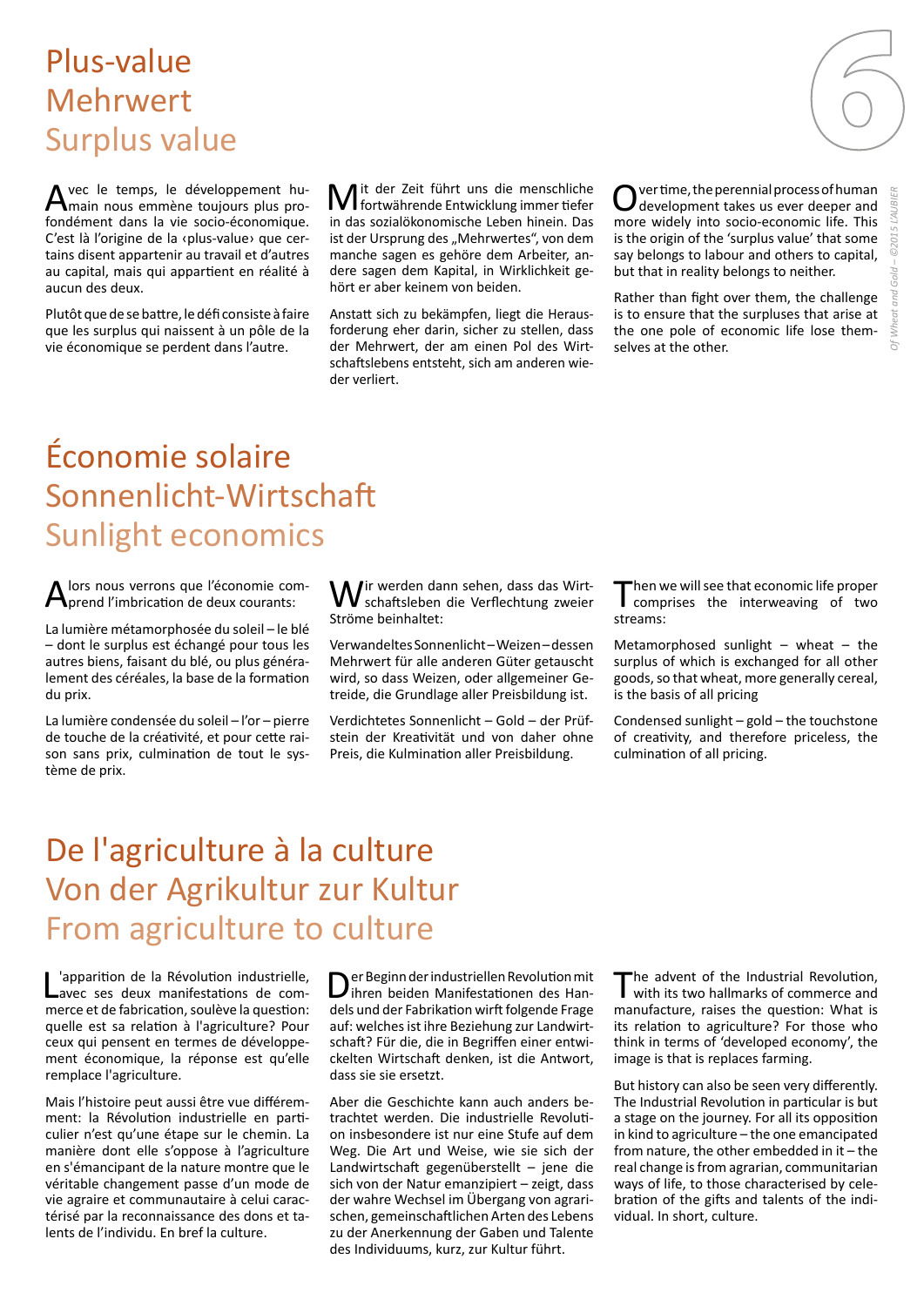# Plus-value
# Mehrwert
# Surplus value

Avec le temps, le développement humain nous emmène toujours plus profondément dans la vie socio-économique. C'est là l'origine de la ‹plus-value› que certains disent appartenir au travail et d'autres au capital, mais qui appartient en réalité à aucun des deux.

Plutôt que de se battre, le défi consiste à faire que les surplus qui naissent à un pôle de la vie économique se perdent dans l'autre.

Mit der Zeit führt uns die menschliche fortwährende Entwicklung immer tiefer in das sozialökonomische Leben hinein. Das ist der Ursprung des „Mehrwertes", von dem manche sagen es gehöre dem Arbeiter, andere sagen dem Kapital, in Wirklichkeit gehört er aber keinem von beiden.

Anstatt sich zu bekämpfen, liegt die Herausforderung eher darin, sicher zu stellen, dass der Mehrwert, der am einen Pol des Wirtschaftslebens entsteht, sich am anderen wieder verliert.

Over time, the perennial process of human development takes us ever deeper and more widely into socio-economic life. This is the origin of the 'surplus value' that some say belongs to labour and others to capital, but that in reality belongs to neither.

Rather than fight over them, the challenge is to ensure that the surpluses that arise at the one pole of economic life lose themselves at the other.

# Économie solaire
# Sonnenlicht-Wirtschaft
# Sunlight economics

Alors nous verrons que l'économie comprend l'imbrication de deux courants:

La lumière métamorphosée du soleil – le blé – dont le surplus est échangé pour tous les autres biens, faisant du blé, ou plus généralement des céréales, la base de la formation du prix.

La lumière condensée du soleil – l'or – pierre de touche de la créativité, et pour cette raison sans prix, culmination de tout le système de prix.

Wir werden dann sehen, dass das Wirtschaftsleben die Verflechtung zweier Ströme beinhaltet:

Verwandeltes Sonnenlicht – Weizen – dessen Mehrwert für alle anderen Güter getauscht wird, so dass Weizen, oder allgemeiner Getreide, die Grundlage aller Preisbildung ist.

Verdichtetes Sonnenlicht – Gold – der Prüfstein der Kreativität und von daher ohne Preis, die Kulmination aller Preisbildung.

Then we will see that economic life proper comprises the interweaving of two streams:

Metamorphosed sunlight – wheat – the surplus of which is exchanged for all other goods, so that wheat, more generally cereal, is the basis of all pricing

Condensed sunlight – gold – the touchstone of creativity, and therefore priceless, the culmination of all pricing.

# De l'agriculture à la culture
# Von der Agrikultur zur Kultur
# From agriculture to culture

L'apparition de la Révolution industrielle, avec ses deux manifestations de commerce et de fabrication, soulève la question: quelle est sa relation à l'agriculture? Pour ceux qui pensent en termes de développement économique, la réponse est qu'elle remplace l'agriculture.

Mais l'histoire peut aussi être vue différemment: la Révolution industrielle en particulier n'est qu'une étape sur le chemin. La manière dont elle s'oppose à l'agriculture en s'émancipant de la nature montre que le véritable changement passe d'un mode de vie agraire et communautaire à celui caractérisé par la reconnaissance des dons et talents de l'individu. En bref la culture.

Der Beginn der industriellen Revolution mit ihren beiden Manifestationen des Handels und der Fabrikation wirft folgende Frage auf: welches ist ihre Beziehung zur Landwirtschaft? Für die, die in Begriffen einer entwickelten Wirtschaft denken, ist die Antwort, dass sie sie ersetzt.

Aber die Geschichte kann auch anders betrachtet werden. Die industrielle Revolution insbesondere ist nur eine Stufe auf dem Weg. Die Art und Weise, wie sie sich der Landwirtschaft gegenüberstellt – jene die sich von der Natur emanzipiert – zeigt, dass der wahre Wechsel im Übergang von agrarischen, gemeinschaftlichen Arten des Lebens zu der Anerkennung der Gaben und Talente des Individuums, kurz, zur Kultur führt.

The advent of the Industrial Revolution, with its two hallmarks of commerce and manufacture, raises the question: What is its relation to agriculture? For those who think in terms of 'developed economy', the image is that is replaces farming.

But history can also be seen very differently. The Industrial Revolution in particular is but a stage on the journey. For all its opposition in kind to agriculture – the one emancipated from nature, the other embedded in it – the real change is from agrarian, communitarian ways of life, to those characterised by celebration of the gifts and talents of the individual. In short, culture.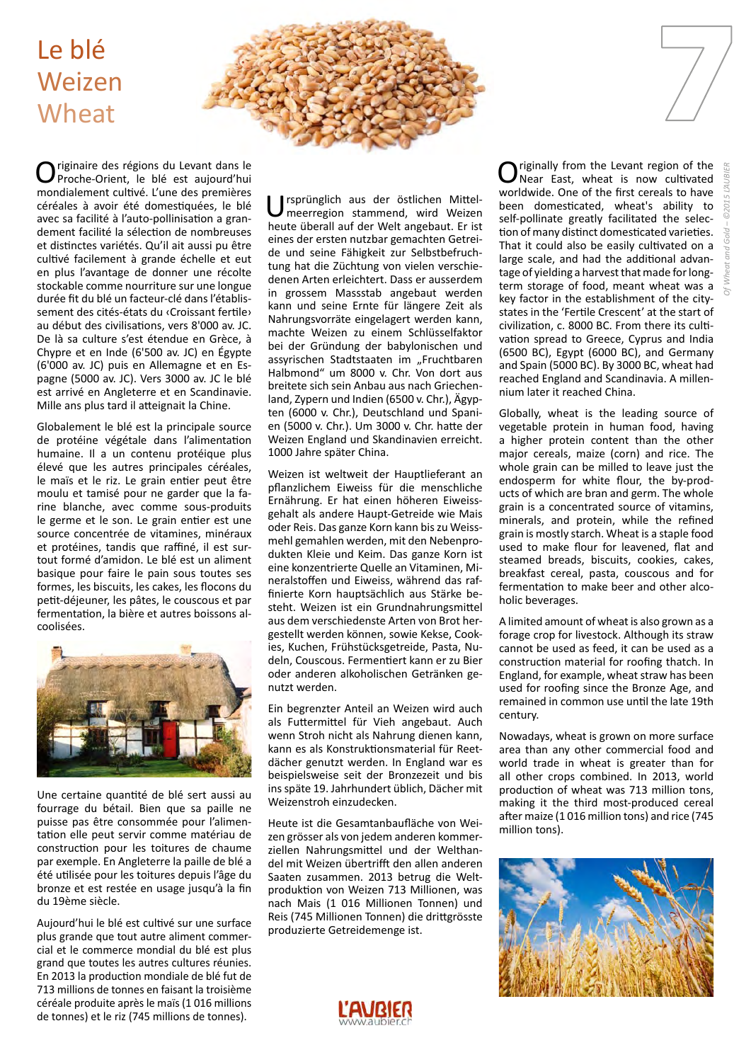# Le blé
# Weizen
# Wheat

Originaire des régions du Levant dans le Proche-Orient, le blé est aujourd'hui mondialement cultivé. L'une des premières céréales à avoir été domestiquées, le blé avec sa facilité à l'auto-pollinisation a grandement facilité la sélection de nombreuses et distinctes variétés. Qu'il ait aussi pu être cultivé facilement à grande échelle et eut en plus l'avantage de donner une récolte stockable comme nourriture sur une longue durée fit du blé un facteur-clé dans l'établissement des cités-états du ‹Croissant fertile› au début des civilisations, vers 8'000 av. JC. De là sa culture s'est étendue en Grèce, à Chypre et en Inde (6'500 av. JC) en Égypte (6'000 av. JC) puis en Allemagne et en Espagne (5000 av. JC). Vers 3000 av. JC le blé est arrivé en Angleterre et en Scandinavie. Mille ans plus tard il atteignait la Chine.

Globalement le blé est la principale source de protéine végétale dans l'alimentation humaine. Il a un contenu protéique plus élevé que les autres principales céréales, le maïs et le riz. Le grain entier peut être moulu et tamisé pour ne garder que la farine blanche, avec comme sous-produits le germe et le son. Le grain entier est une source concentrée de vitamines, minéraux et protéines, tandis que raffiné, il est surtout formé d'amidon. Le blé est un aliment basique pour faire le pain sous toutes ses formes, les biscuits, les cakes, les flocons du petit-déjeuner, les pâtes, le couscous et par fermentation, la bière et autres boissons alcoolisées.

Une certaine quantité de blé sert aussi au fourrage du bétail. Bien que sa paille ne puisse pas être consommée pour l'alimentation elle peut servir comme matériau de construction pour les toitures de chaume par exemple. En Angleterre la paille de blé a été utilisée pour les toitures depuis l'âge du bronze et est restée en usage jusqu'à la fin du 19ème siècle.

Aujourd'hui le blé est cultivé sur une surface plus grande que tout autre aliment commercial et le commerce mondial du blé est plus grand que toutes les autres cultures réunies. En 2013 la production mondiale de blé fut de 713 millions de tonnes en faisant la troisième céréale produite après le maïs (1 016 millions de tonnes) et le riz (745 millions de tonnes).

Ursprünglich aus der östlichen Mittelmeerregion stammend, wird Weizen heute überall auf der Welt angebaut. Er ist eines der ersten nutzbar gemachten Getreide und seine Fähigkeit zur Selbstbefruchtung hat die Züchtung von vielen verschiedenen Arten erleichtert. Dass er ausserdem in grossem Massstab angebaut werden kann und seine Ernte für längere Zeit als Nahrungsvorräte eingelagert werden kann, machte Weizen zu einem Schlüsselfaktor bei der Gründung der babylonischen und assyrischen Stadtstaaten im „Fruchtbaren Halbmond" um 8000 v. Chr. Von dort aus breitete sich sein Anbau aus nach Griechenland, Zypern und Indien (6500 v. Chr.), Ägypten (6000 v. Chr.), Deutschland und Spanien (5000 v. Chr.). Um 3000 v. Chr. hatte der Weizen England und Skandinavien erreicht. 1000 Jahre später China.

Weizen ist weltweit der Hauptlieferant an pflanzlichem Eiweiss für die menschliche Ernährung. Er hat einen höheren Eiweissgehalt als andere Haupt-Getreide wie Mais oder Reis. Das ganze Korn kann bis zu Weissmehl gemahlen werden, mit den Nebenprodukten Kleie und Keim. Das ganze Korn ist eine konzentrierte Quelle an Vitaminen, Mineralstoffen und Eiweiss, während das raffinierte Korn hauptsächlich aus Stärke besteht. Weizen ist ein Grundnahrungsmittel aus dem verschiedenste Arten von Brot hergestellt werden können, sowie Kekse, Cookies, Kuchen, Frühstücksgetreide, Pasta, Nudeln, Couscous. Fermentiert kann er zu Bier oder anderen alkoholischen Getränken genutzt werden.

Ein begrenzter Anteil an Weizen wird auch als Futtermittel für Vieh angebaut. Auch wenn Stroh nicht als Nahrung dienen kann, kann es als Konstruktionsmaterial für Reetdächer genutzt werden. In England war es beispielsweise seit der Bronzezeit und bis ins späte 19. Jahrhundert üblich, Dächer mit Weizenstroh einzudecken.

Heute ist die Gesamtanbaufläche von Weizen grösser als von jedem anderen kommerziellen Nahrungsmittel und der Welthandel mit Weizen übertrifft den allen anderen Saaten zusammen. 2013 betrug die Weltproduktion von Weizen 713 Millionen, was nach Mais (1 016 Millionen Tonnen) und Reis (745 Millionen Tonnen) die drittgrösste produzierte Getreidemenge ist.

Originally from the Levant region of the Near East, wheat is now cultivated worldwide. One of the first cereals to have been domesticated, wheat's ability to self-pollinate greatly facilitated the selection of many distinct domesticated varieties. That it could also be easily cultivated on a large scale, and had the additional advantage of yielding a harvest that made for long-term storage of food, meant wheat was a key factor in the establishment of the city-states in the 'Fertile Crescent' at the start of civilization, c. 8000 BC. From there its cultivation spread to Greece, Cyprus and India (6500 BC), Egypt (6000 BC), and Germany and Spain (5000 BC). By 3000 BC, wheat had reached England and Scandinavia. A millennium later it reached China.

Globally, wheat is the leading source of vegetable protein in human food, having a higher protein content than the other major cereals, maize (corn) and rice. The whole grain can be milled to leave just the endosperm for white flour, the by-products of which are bran and germ. The whole grain is a concentrated source of vitamins, minerals, and protein, while the refined grain is mostly starch. Wheat is a staple food used to make flour for leavened, flat and steamed breads, biscuits, cookies, cakes, breakfast cereal, pasta, couscous and for fermentation to make beer and other alcoholic beverages.

A limited amount of wheat is also grown as a forage crop for livestock. Although its straw cannot be used as feed, it can be used as a construction material for roofing thatch. In England, for example, wheat straw has been used for roofing since the Bronze Age, and remained in common use until the late 19th century.

Nowadays, wheat is grown on more surface area than any other commercial food and world trade in wheat is greater than for all other crops combined. In 2013, world production of wheat was 713 million tons, making it the third most-produced cereal after maize (1 016 million tons) and rice (745 million tons).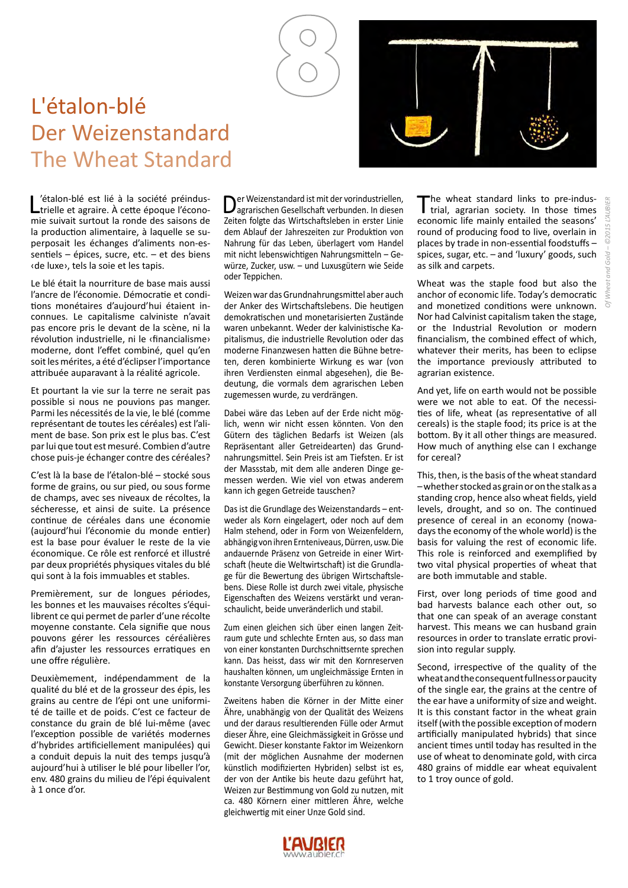# L'étalon-blé
# Der Weizenstandard
# The Wheat Standard

L'étalon-blé est lié à la société préindustrielle et agraire. À cette époque l'économie suivait surtout la ronde des saisons de la production alimentaire, à laquelle se superposait les échanges d'aliments non-essentiels – épices, sucre, etc. – et des biens ‹de luxe›, tels la soie et les tapis.

Le blé était la nourriture de base mais aussi l'ancre de l'économie. Démocratie et conditions monétaires d'aujourd'hui étaient inconnues. Le capitalisme calviniste n'avait pas encore pris le devant de la scène, ni la révolution industrielle, ni le ‹financialisme› moderne, dont l'effet combiné, quel qu'en soit les mérites, a été d'éclipser l'importance attribuée auparavant à la réalité agricole.

Et pourtant la vie sur la terre ne serait pas possible si nous ne pouvions pas manger. Parmi les nécessités de la vie, le blé (comme représentant de toutes les céréales) est l'aliment de base. Son prix est le plus bas. C'est par lui que tout est mesuré. Combien d'autre chose puis-je échanger contre des céréales?

C'est là la base de l'étalon-blé – stocké sous forme de grains, ou sur pied, ou sous forme de champs, avec ses niveaux de récoltes, la sécheresse, et ainsi de suite. La présence continue de céréales dans une économie (aujourd'hui l'économie du monde entier) est la base pour évaluer le reste de la vie économique. Ce rôle est renforcé et illustré par deux propriétés physiques vitales du blé qui sont à la fois immuables et stables.

Premièrement, sur de longues périodes, les bonnes et les mauvaises récoltes s'équilibrent ce qui permet de parler d'une récolte moyenne constante. Cela signifie que nous pouvons gérer les ressources céréalières afin d'ajuster les ressources erratiques en une offre régulière.

Deuxièmement, indépendamment de la qualité du blé et de la grosseur des épis, les grains au centre de l'épi ont une uniformité de taille et de poids. C'est ce facteur de constance du grain de blé lui-même (avec l'exception possible de variétés modernes d'hybrides artificiellement manipulées) qui a conduit depuis la nuit des temps jusqu'à aujourd'hui à utiliser le blé pour libeller l'or, env. 480 grains du milieu de l'épi équivalent à 1 once d'or.

Der Weizenstandard ist mit der vorindustriellen, agrarischen Gesellschaft verbunden. In diesen Zeiten folgte das Wirtschaftsleben in erster Linie dem Ablauf der Jahreszeiten zur Produktion von Nahrung für das Leben, überlagert vom Handel mit nicht lebenswichtigen Nahrungsmitteln – Gewürze, Zucker, usw. – und Luxusgütern wie Seide oder Teppichen.

Weizen war das Grundnahrungsmittel aber auch der Anker des Wirtschaftslebens. Die heutigen demokratischen und monetarisierten Zustände waren unbekannt. Weder der kalvinistische Kapitalismus, die industrielle Revolution oder das moderne Finanzwesen hatten die Bühne betreten, deren kombinierte Wirkung es war (von ihren Verdiensten einmal abgesehen), die Bedeutung, die vormals dem agrarischen Leben zugemessen wurde, zu verdrängen.

Dabei wäre das Leben auf der Erde nicht möglich, wenn wir nicht essen könnten. Von den Gütern des täglichen Bedarfs ist Weizen (als Repräsentant aller Getreidearten) das Grundnahrungsmittel. Sein Preis ist am Tiefsten. Er ist der Massstab, mit dem alle anderen Dinge gemessen werden. Wie viel von etwas anderem kann ich gegen Getreide tauschen?

Das ist die Grundlage des Weizenstandards – entweder als Korn eingelagert, oder noch auf dem Halm stehend, oder in Form von Weizenfeldern, abhängig von ihren Ernteniveaus, Dürren, usw. Die andauernde Präsenz von Getreide in einer Wirtschaft (heute die Weltwirtschaft) ist die Grundlage für die Bewertung des übrigen Wirtschaftslebens. Diese Rolle ist durch zwei vitale, physische Eigenschaften des Weizens verstärkt und veranschaulicht, beide unveränderlich und stabil.

Zum einen gleichen sich über einen langen Zeitraum gute und schlechte Ernten aus, so dass man von einer konstanten Durchschnittsernte sprechen kann. Das heisst, dass wir mit den Kornreserven haushalten können, um ungleichmässige Ernten in konstante Versorgung überführen zu können.

Zweitens haben die Körner in der Mitte einer Ähre, unabhängig von der Qualität des Weizens und der daraus resultierenden Fülle oder Armut dieser Ähre, eine Gleichmässigkeit in Grösse und Gewicht. Dieser konstante Faktor im Weizenkorn (mit der möglichen Ausnahme der modernen künstlich modifizierten Hybriden) selbst ist es, der von der Antike bis heute dazu geführt hat, Weizen zur Bestimmung von Gold zu nutzen, mit ca. 480 Körnern einer mittleren Ähre, welche gleichwertig mit einer Unze Gold sind.

The wheat standard links to pre-industrial, agrarian society. In those times economic life mainly entailed the seasons' round of producing food to live, overlain in places by trade in non-essential foodstuffs – spices, sugar, etc. – and 'luxury' goods, such as silk and carpets.

Wheat was the staple food but also the anchor of economic life. Today's democratic and monetized conditions were unknown. Nor had Calvinist capitalism taken the stage, or the Industrial Revolution or modern financialism, the combined effect of which, whatever their merits, has been to eclipse the importance previously attributed to agrarian existence.

And yet, life on earth would not be possible were we not able to eat. Of the necessities of life, wheat (as representative of all cereals) is the staple food; its price is at the bottom. By it all other things are measured. How much of anything else can I exchange for cereal?

This, then, is the basis of the wheat standard – whether stocked as grain or on the stalk as a standing crop, hence also wheat fields, yield levels, drought, and so on. The continued presence of cereal in an economy (nowadays the economy of the whole world) is the basis for valuing the rest of economic life. This role is reinforced and exemplified by two vital physical properties of wheat that are both immutable and stable.

First, over long periods of time good and bad harvests balance each other out, so that one can speak of an average constant harvest. This means we can husband grain resources in order to translate erratic provision into regular supply.

Second, irrespective of the quality of the wheat and the consequent fullness or paucity of the single ear, the grains at the centre of the ear have a uniformity of size and weight. It is this constant factor in the wheat grain itself (with the possible exception of modern artificially manipulated hybrids) that since ancient times until today has resulted in the use of wheat to denominate gold, with circa 480 grains of middle ear wheat equivalent to 1 troy ounce of gold.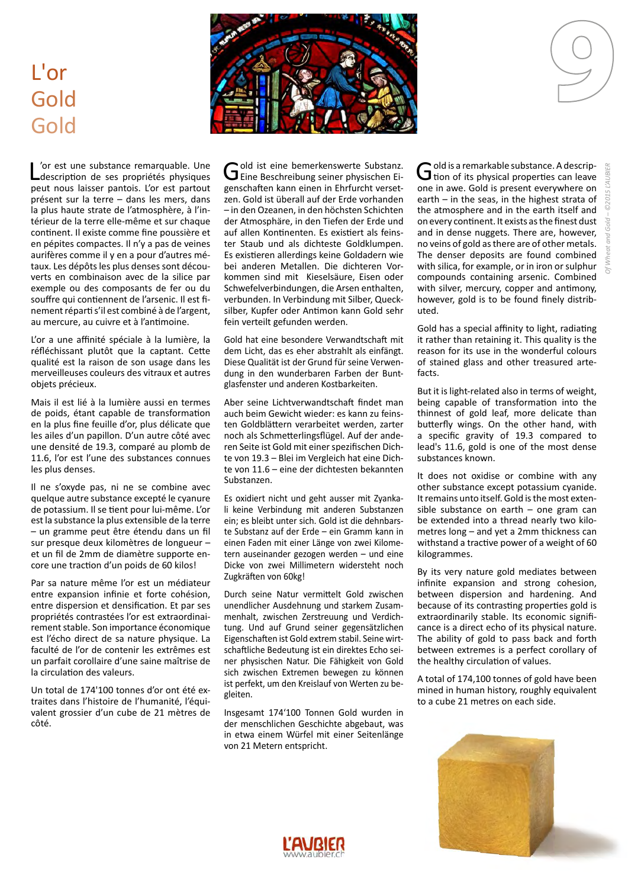# L'or
# Gold
# Gold

L'or est une substance remarquable. Une description de ses propriétés physiques peut nous laisser pantois. L'or est partout présent sur la terre – dans les mers, dans la plus haute strate de l'atmosphère, à l'intérieur de la terre elle-même et sur chaque continent. Il existe comme fine poussière et en pépites compactes. Il n'y a pas de veines aurifères comme il y en a pour d'autres métaux. Les dépôts les plus denses sont découverts en combinaison avec de la silice par exemple ou des composants de fer ou du souffre qui contiennent de l'arsenic. Il est finement réparti s'il est combiné à de l'argent, au mercure, au cuivre et à l'antimoine.

L'or a une affinité spéciale à la lumière, la réfléchissant plutôt que la captant. Cette qualité est la raison de son usage dans les merveilleuses couleurs des vitraux et autres objets précieux.

Mais il est lié à la lumière aussi en termes de poids, étant capable de transformation en la plus fine feuille d'or, plus délicate que les ailes d'un papillon. D'un autre côté avec une densité de 19.3, comparé au plomb de 11.6, l'or est l'une des substances connues les plus denses.

Il ne s'oxyde pas, ni ne se combine avec quelque autre substance excepté le cyanure de potassium. Il se tient pour lui-même. L'or est la substance la plus extensible de la terre – un gramme peut être étendu dans un fil sur presque deux kilomètres de longueur – et un fil de 2mm de diamètre supporte encore une traction d'un poids de 60 kilos!

Par sa nature même l'or est un médiateur entre expansion infinie et forte cohésion, entre dispersion et densification. Et par ses propriétés contrastées l'or est extraordinairement stable. Son importance économique est l'écho direct de sa nature physique. La faculté de l'or de connaître les extrêmes est un parfait corollaire d'une saine maîtrise de la circulation des valeurs.

Un total de 174'100 tonnes d'or ont été extraites dans l'histoire de l'humanité, l'équivalent grossier d'un cube de 21 mètres de côté.

Gold ist eine bemerkenswerte Substanz. Eine Beschreibung seiner physischen Eigenschaften kann einen in Ehrfurcht versetzen. Gold ist überall auf der Erde vorhanden – in den Ozeanen, in den höchsten Schichten der Atmosphäre, in den Tiefen der Erde und auf allen Kontinenten. Es existiert als feinster Staub und als dichteste Goldklumpen. Es existieren allerdings keine Goldadern wie bei anderen Metallen. Die dichteren Vorkommen sind mit Kieselsäure, Eisen oder Schwefelverbindungen, die Arsen enthalten, verbunden. In Verbindung mit Silber, Quecksilber, Kupfer oder Antimon kann Gold sehr fein verteilt gefunden werden.

Gold hat eine besondere Verwandtschaft mit dem Licht, das es eher abstrahlt als einfängt. Diese Qualität ist der Grund für seine Verwendung in den wunderbaren Farben der Buntglasfenster und anderen Kostbarkeiten.

Aber seine Lichtverwandtschaft findet man auch beim Gewicht wieder: es kann zu feinsten Goldblättern verarbeitet werden, zarter noch als Schmetterlingsflügel. Auf der anderen Seite ist Gold mit einer spezifischen Dichte von 19.3 – Blei im Vergleich hat eine Dichte von 11.6 – eine der dichtesten bekannten Substanzen.

Es oxidiert nicht und geht ausser mit Zyankali keine Verbindung mit anderen Substanzen ein; es bleibt unter sich. Gold ist die dehnbarste Substanz auf der Erde – ein Gramm kann in einen Faden mit einer Länge von zwei Kilometern auseinander gezogen werden – und eine Dicke von zwei Millimetern widersteht noch Zugkräften von 60kg!

Durch seine Natur vermittelt Gold zwischen unendlicher Ausdehnung und starkem Zusammenhalt, zwischen Zerstreuung und Verdichtung. Und auf Grund seiner gegensätzlichen Eigenschaften ist Gold extrem stabil. Seine wirtschaftliche Bedeutung ist ein direktes Echo seiner physischen Natur. Die Fähigkeit von Gold sich zwischen Extremen bewegen zu können ist perfekt, um den Kreislauf von Werten zu begleiten.

Insgesamt 174'100 Tonnen Gold wurden in der menschlichen Geschichte abgebaut, was in etwa einem Würfel mit einer Seitenlänge von 21 Metern entspricht.

Gold is a remarkable substance. A description of its physical properties can leave one in awe. Gold is present everywhere on earth – in the seas, in the highest strata of the atmosphere and in the earth itself and on every continent. It exists as the finest dust and in dense nuggets. There are, however, no veins of gold as there are of other metals. The denser deposits are found combined with silica, for example, or in iron or sulphur compounds containing arsenic. Combined with silver, mercury, copper and antimony, however, gold is to be found finely distributed.

Gold has a special affinity to light, radiating it rather than retaining it. This quality is the reason for its use in the wonderful colours of stained glass and other treasured artefacts.

But it is light-related also in terms of weight, being capable of transformation into the thinnest of gold leaf, more delicate than butterfly wings. On the other hand, with a specific gravity of 19.3 compared to lead's 11.6, gold is one of the most dense substances known.

It does not oxidise or combine with any other substance except potassium cyanide. It remains unto itself. Gold is the most extensible substance on earth – one gram can be extended into a thread nearly two kilometres long – and yet a 2mm thickness can withstand a tractive power of a weight of 60 kilogrammes.

By its very nature gold mediates between infinite expansion and strong cohesion, between dispersion and hardening. And because of its contrasting properties gold is extraordinarily stable. Its economic significance is a direct echo of its physical nature. The ability of gold to pass back and forth between extremes is a perfect corollary of the healthy circulation of values.

A total of 174,100 tonnes of gold have been mined in human history, roughly equivalent to a cube 21 metres on each side.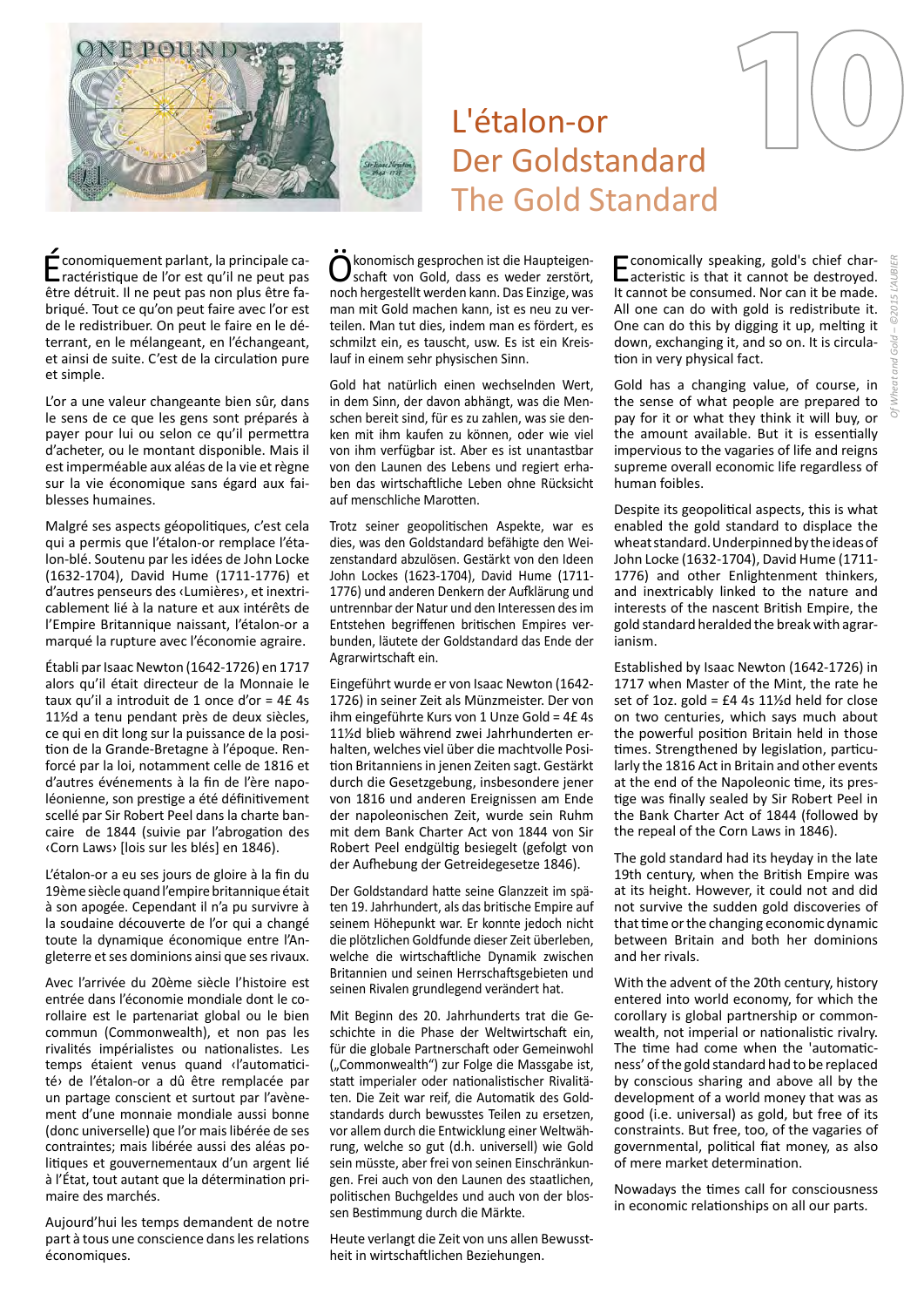# L'étalon-or
# Der Goldstandard
# The Gold Standard

10

Économiquement parlant, la principale caractéristique de l'or est qu'il ne peut pas être détruit. Il ne peut pas non plus être fabriqué. Tout ce qu'on peut faire avec l'or est de le redistribuer. On peut le faire en le déterrant, en le mélangeant, en l'échangeant, et ainsi de suite. C'est de la circulation pure et simple.

L'or a une valeur changeante bien sûr, dans le sens de ce que les gens sont préparés à payer pour lui ou selon ce qu'il permettra d'acheter, ou le montant disponible. Mais il est imperméable aux aléas de la vie et règne sur la vie économique sans égard aux faiblesses humaines.

Malgré ses aspects géopolitiques, c'est cela qui a permis que l'étalon-or remplace l'étalon-blé. Soutenu par les idées de John Locke (1632-1704), David Hume (1711-1776) et d'autres penseurs des ‹Lumières›, et inextricablement lié à la nature et aux intérêts de l'Empire Britannique naissant, l'étalon-or a marqué la rupture avec l'économie agraire.

Établi par Isaac Newton (1642-1726) en 1717 alors qu'il était directeur de la Monnaie le taux qu'il a introduit de 1 once d'or = 4£ 4s 11½d a tenu pendant près de deux siècles, ce qui en dit long sur la puissance de la position de la Grande-Bretagne à l'époque. Renforcé par la loi, notamment celle de 1816 et d'autres événements à la fin de l'ère napoléonienne, son prestige a été définitivement scellé par Sir Robert Peel dans la charte bancaire de 1844 (suivie par l'abrogation des ‹Corn Laws› [lois sur les blés] en 1846).

L'étalon-or a eu ses jours de gloire à la fin du 19ème siècle quand l'empire britannique était à son apogée. Cependant il n'a pu survivre à la soudaine découverte de l'or qui a changé toute la dynamique économique entre l'Angleterre et ses dominions ainsi que ses rivaux.

Avec l'arrivée du 20ème siècle l'histoire est entrée dans l'économie mondiale dont le corollaire est le partenariat global ou le bien commun (Commonwealth), et non pas les rivalités impérialistes ou nationalistes. Les temps étaient venus quand ‹l'automaticité› de l'étalon-or a dû être remplacée par un partage conscient et surtout par l'avènement d'une monnaie mondiale aussi bonne (donc universelle) que l'or mais libérée de ses contraintes; mais libérée aussi des aléas politiques et gouvernementaux d'un argent lié à l'État, tout autant que la détermination primaire des marchés.

Aujourd'hui les temps demandent de notre part à tous une conscience dans les relations économiques.

Ökonomisch gesprochen ist die Haupteigenschaft von Gold, dass es weder zerstört, noch hergestellt werden kann. Das Einzige, was man mit Gold machen kann, ist es neu zu verteilen. Man tut dies, indem man es fördert, es schmilzt ein, es tauscht, usw. Es ist ein Kreislauf in einem sehr physischen Sinn.

Gold hat natürlich einen wechselnden Wert, in dem Sinn, der davon abhängt, was die Menschen bereit sind, für es zu zahlen, was sie denken mit ihm kaufen zu können, oder wie viel von ihm verfügbar ist. Aber es ist unantastbar von den Launen des Lebens und regiert erhaben das wirtschaftliche Leben ohne Rücksicht auf menschliche Marotten.

Trotz seiner geopolitischen Aspekte, war es dies, was den Goldstandard befähigte den Weizenstandard abzulösen. Gestärkt von den Ideen John Lockes (1623-1704), David Humes (1711-1776) und anderen Denkern der Aufklärung und untrennbar der Natur und den Interessen des im Entstehen begriffenen britischen Empires verbunden, läutete der Goldstandard das Ende der Agrarwirtschaft ein.

Eingeführt wurde er von Isaac Newton (1642-1726) in seiner Zeit als Münzmeister. Der von ihm eingeführte Kurs von 1 Unze Gold = 4£ 4s 11½d blieb während zwei Jahrhunderten erhalten, welches viel über die machtvolle Position Britanniens in jenen Zeiten sagt. Gestärkt durch die Gesetzgebung, insbesondere jener von 1816 und anderen Ereignissen am Ende der napoleonischen Zeit, wurde sein Ruhm mit dem Bank Charter Act von 1844 von Sir Robert Peel endgültig besiegelt (gefolgt von der Aufhebung der Getreidegesetze 1846).

Der Goldstandard hatte seine Glanzzeit im späten 19. Jahrhundert, als das britische Empire auf seinem Höhepunkt war. Er konnte jedoch nicht die plötzlichen Goldfunde dieser Zeit überleben, welche die wirtschaftliche Dynamik zwischen Britannien und seinen Herrschaftsgebieten und seinen Rivalen grundlegend verändert hat.

Mit Beginn des 20. Jahrhunderts trat die Geschichte in die Phase der Weltwirtschaft ein, für die globale Partnerschaft oder Gemeinwohl („Commonwealth") zur Folge die Massgabe ist, statt imperialer oder nationalistischer Rivalitäten. Die Zeit war reif, die Automatik des Goldstandards durch bewusstes Teilen zu ersetzen, vor allem durch die Entwicklung einer Weltwährung, welche so gut (d.h. universell) wie Gold sein müsste, aber frei von seinen Einschränkungen. Frei auch von den Launen des staatlichen, politischen Buchgeldes und auch von der blossen Bestimmung durch die Märkte.

Heute verlangt die Zeit von uns allen Bewusstheit in wirtschaftlichen Beziehungen.

Economically speaking, gold's chief characteristic is that it cannot be destroyed. It cannot be consumed. Nor can it be made. All one can do with gold is redistribute it. One can do this by digging it up, melting it down, exchanging it, and so on. It is circulation in very physical fact.

Gold has a changing value, of course, in the sense of what people are prepared to pay for it or what they think it will buy, or the amount available. But it is essentially impervious to the vagaries of life and reigns supreme overall economic life regardless of human foibles.

Despite its geopolitical aspects, this is what enabled the gold standard to displace the wheat standard. Underpinned by the ideas of John Locke (1632-1704), David Hume (1711-1776) and other Enlightenment thinkers, and inextricably linked to the nature and interests of the nascent British Empire, the gold standard heralded the break with agrarianism.

Established by Isaac Newton (1642-1726) in 1717 when Master of the Mint, the rate he set of 1oz. gold = £4 4s 11½d held for close on two centuries, which says much about the powerful position Britain held in those times. Strengthened by legislation, particularly the 1816 Act in Britain and other events at the end of the Napoleonic time, its prestige was finally sealed by Sir Robert Peel in the Bank Charter Act of 1844 (followed by the repeal of the Corn Laws in 1846).

The gold standard had its heyday in the late 19th century, when the British Empire was at its height. However, it could not and did not survive the sudden gold discoveries of that time or the changing economic dynamic between Britain and both her dominions and her rivals.

With the advent of the 20th century, history entered into world economy, for which the corollary is global partnership or commonwealth, not imperial or nationalistic rivalry. The time had come when the 'automaticness' of the gold standard had to be replaced by conscious sharing and above all by the development of a world money that was as good (i.e. universal) as gold, but free of its constraints. But free, too, of the vagaries of governmental, political fiat money, as also of mere market determination.

Nowadays the times call for consciousness in economic relationships on all our parts.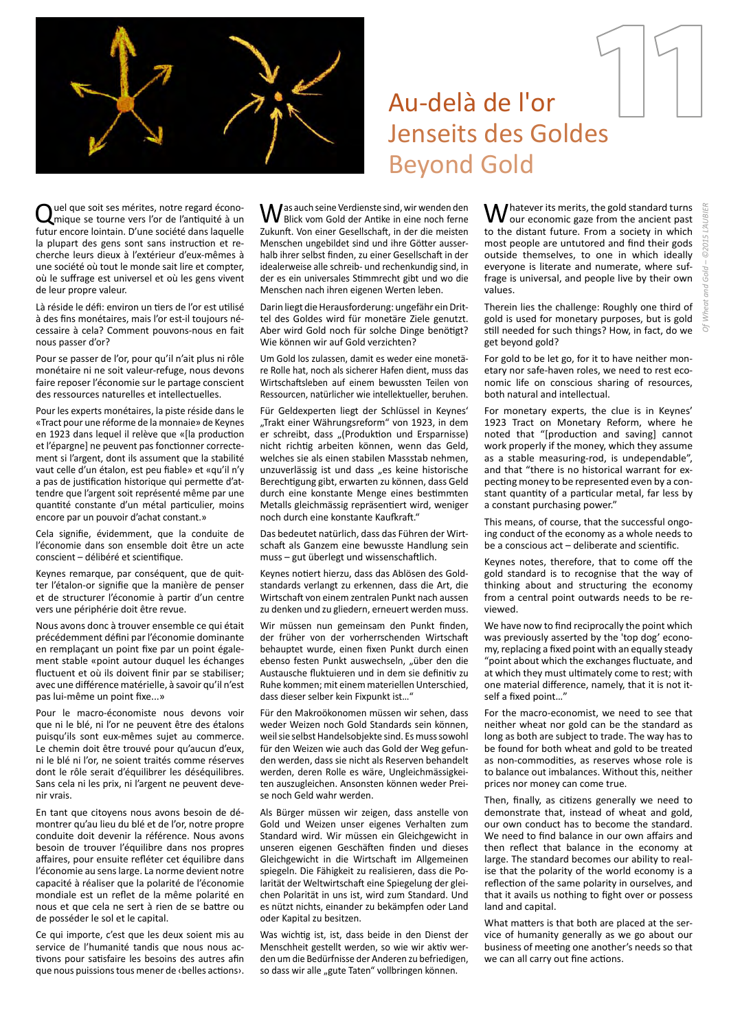# Au-delà de l'or
# Jenseits des Goldes
# Beyond Gold

Quel que soit ses mérites, notre regard économique se tourne vers l'or de l'antiquité à un futur encore lointain. D'une société dans laquelle la plupart des gens sont sans instruction et recherche leurs dieux à l'extérieur d'eux-mêmes à une société où tout le monde sait lire et compter, où le suffrage est universel et où les gens vivent de leur propre valeur.

Là réside le défi: environ un tiers de l'or est utilisé à des fins monétaires, mais l'or est-il toujours nécessaire à cela? Comment pouvons-nous en fait nous passer d'or?

Pour se passer de l'or, pour qu'il n'ait plus ni rôle monétaire ni ne soit valeur-refuge, nous devons faire reposer l'économie sur le partage conscient des ressources naturelles et intellectuelles.

Pour les experts monétaires, la piste réside dans le «Tract pour une réforme de la monnaie» de Keynes en 1923 dans lequel il relève que «[la production et l'épargne] ne peuvent pas fonctionner correctement si l'argent, dont ils assument que la stabilité vaut celle d'un étalon, est peu fiable» et «qu'il n'y a pas de justification historique qui permette d'attendre que l'argent soit représenté même par une quantité constante d'un métal particulier, moins encore par un pouvoir d'achat constant.»

Cela signifie, évidemment, que la conduite de l'économie dans son ensemble doit être un acte conscient – délibéré et scientifique.

Keynes remarque, par conséquent, que de quitter l'étalon-or signifie que la manière de penser et de structurer l'économie à partir d'un centre vers une périphérie doit être revue.

Nous avons donc à trouver ensemble ce qui était précédemment défini par l'économie dominante en remplaçant un point fixe par un point également stable «point autour duquel les échanges fluctuent et où ils doivent finir par se stabiliser; avec une différence matérielle, à savoir qu'il n'est pas lui-même un point fixe…»

Pour le macro-économiste nous devons voir que ni le blé, ni l'or ne peuvent être des étalons puisqu'ils sont eux-mêmes sujet au commerce. Le chemin doit être trouvé pour qu'aucun d'eux, ni le blé ni l'or, ne soient traités comme réserves dont le rôle serait d'équilibrer les déséquilibres. Sans cela ni les prix, ni l'argent ne peuvent devenir vrais.

En tant que citoyens nous avons besoin de démontrer qu'au lieu du blé et de l'or, notre propre conduite doit devenir la référence. Nous avons besoin de trouver l'équilibre dans nos propres affaires, pour ensuite refléter cet équilibre dans l'économie au sens large. La norme devient notre capacité à réaliser que la polarité de l'économie mondiale est un reflet de la même polarité en nous et que cela ne sert à rien de se battre ou de posséder le sol et le capital.

Ce qui importe, c'est que les deux soient mis au service de l'humanité tandis que nous nous activons pour satisfaire les besoins des autres afin que nous puissions tous mener de ‹belles actions›.

Was auch seine Verdienste sind, wir wenden den Blick vom Gold der Antike in eine noch ferne Zukunft. Von einer Gesellschaft, in der die meisten Menschen ungebildet sind und ihre Götter ausserhalb ihrer selbst finden, zu einer Gesellschaft in der idealerweise alle schreib- und rechenkundig sind, in der es ein universales Stimmrecht gibt und wo die Menschen nach ihren eigenen Werten leben.

Darin liegt die Herausforderung: ungefähr ein Drittel des Goldes wird für monetäre Ziele genutzt. Aber wird Gold noch für solche Dinge benötigt? Wie können wir auf Gold verzichten?

Um Gold los zulassen, damit es weder eine monetäre Rolle hat, noch als sicherer Hafen dient, muss das Wirtschaftsleben auf einem bewussten Teilen von Ressourcen, natürlicher wie intellektueller, beruhen.

Für Geldexperten liegt der Schlüssel in Keynes' „Trakt einer Währungsreform" von 1923, in dem er schreibt, dass „(Produktion und Ersparnisse) nicht richtig arbeiten können, wenn das Geld, welches sie als einen stabilen Massstab nehmen, unzuverlässig ist und dass „es keine historische Berechtigung gibt, erwarten zu können, dass Geld durch eine konstante Menge eines bestimmten Metalls gleichmässig repräsentiert wird, weniger noch durch eine konstante Kaufkraft."

Das bedeutet natürlich, dass das Führen der Wirtschaft als Ganzem eine bewusste Handlung sein muss – gut überlegt und wissenschaftlich.

Keynes notiert hierzu, dass das Ablösen des Goldstandards verlangt zu erkennen, dass die Art, die Wirtschaft von einem zentralen Punkt nach aussen zu denken und zu gliedern, erneuert werden muss.

Wir müssen nun gemeinsam den Punkt finden, der früher von der vorherrschenden Wirtschaft behauptet wurde, einen fixen Punkt durch einen ebenso festen Punkt auszuwechseln, „über den die Austausche fluktuieren und in dem sie definitiv zu Ruhe kommen; mit einem materiellen Unterschied, dass dieser selber kein Fixpunkt ist…"

Für den Makroökonomen müssen wir sehen, dass weder Weizen noch Gold Standards sein können, weil sie selbst Handelsobjekte sind. Es muss sowohl für den Weizen wie auch das Gold der Weg gefunden werden, dass sie nicht als Reserven behandelt werden, deren Rolle es wäre, Ungleichmässigkeiten auszugleichen. Ansonsten können weder Preise noch Geld wahr werden.

Als Bürger müssen wir zeigen, dass anstelle von Gold und Weizen unser eigenes Verhalten zum Standard wird. Wir müssen ein Gleichgewicht in unseren eigenen Geschäften finden und dieses Gleichgewicht in die Wirtschaft im Allgemeinen spiegeln. Die Fähigkeit zu realisieren, dass die Polarität der Weltwirtschaft eine Spiegelung der gleichen Polarität in uns ist, wird zum Standard. Und es nützt nichts, einander zu bekämpfen oder Land oder Kapital zu besitzen.

Was wichtig ist, ist, dass beide in den Dienst der Menschheit gestellt werden, so wie wir aktiv werden um die Bedürfnisse der Anderen zu befriedigen, so dass wir alle „gute Taten" vollbringen können.

Whatever its merits, the gold standard turns our economic gaze from the ancient past to the distant future. From a society in which most people are untutored and find their gods outside themselves, to one in which ideally everyone is literate and numerate, where suffrage is universal, and people live by their own values.

Therein lies the challenge: Roughly one third of gold is used for monetary purposes, but is gold still needed for such things? How, in fact, do we get beyond gold?

For gold to be let go, for it to have neither monetary nor safe-haven roles, we need to rest economic life on conscious sharing of resources, both natural and intellectual.

For monetary experts, the clue is in Keynes' 1923 Tract on Monetary Reform, where he noted that "[production and saving] cannot work properly if the money, which they assume as a stable measuring-rod, is undependable", and that "there is no historical warrant for expecting money to be represented even by a constant quantity of a particular metal, far less by a constant purchasing power."

This means, of course, that the successful ongoing conduct of the economy as a whole needs to be a conscious act – deliberate and scientific.

Keynes notes, therefore, that to come off the gold standard is to recognise that the way of thinking about and structuring the economy from a central point outwards needs to be reviewed.

We have now to find reciprocally the point which was previously asserted by the 'top dog' economy, replacing a fixed point with an equally steady "point about which the exchanges fluctuate, and at which they must ultimately come to rest; with one material difference, namely, that it is not itself a fixed point…"

For the macro-economist, we need to see that neither wheat nor gold can be the standard as both are subject to trade. The way has to be found for both wheat and gold to be treated as non-commodities, as reserves whose role is to balance out imbalances. Without this, neither prices nor money can come true.

Then, finally, as citizens generally we need to demonstrate that, instead of wheat and gold, our own conduct has to become the standard. We need to find balance in our own affairs and then reflect that balance in the economy at large. The standard becomes our ability to realise that the polarity of the world economy is a reflection of the same polarity in ourselves, and that it avails us nothing to fight over or possess land and capital.

What matters is that both are placed at the service of humanity generally as we go about our business of meeting one another's needs so that we can all carry out fine actions.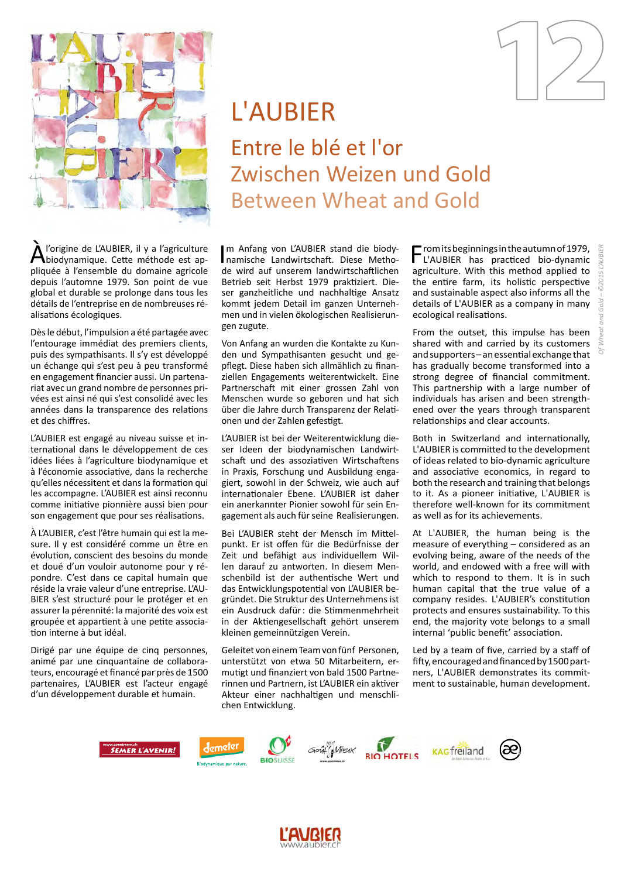12

# L'AUBIER

## Entre le blé et l'or
## Zwischen Weizen und Gold
## Between Wheat and Gold

À l'origine de L'AUBIER, il y a l'agriculture biodynamique. Cette méthode est appliquée à l'ensemble du domaine agricole depuis l'automne 1979. Son point de vue global et durable se prolonge dans tous les détails de l'entreprise en de nombreuses réalisations écologiques.

Dès le début, l'impulsion a été partagée avec l'entourage immédiat des premiers clients, puis des sympathisants. Il s'y est développé un échange qui s'est peu à peu transformé en engagement financier aussi. Un partenariat avec un grand nombre de personnes privées est ainsi né qui s'est consolidé avec les années dans la transparence des relations et des chiffres.

L'AUBIER est engagé au niveau suisse et international dans le développement de ces idées liées à l'agriculture biodynamique et à l'économie associative, dans la recherche qu'elles nécessitent et dans la formation qui les accompagne. L'AUBIER est ainsi reconnu comme initiative pionnière aussi bien pour son engagement que pour ses réalisations.

À L'AUBIER, c'est l'être humain qui est la mesure. Il y est considéré comme un être en évolution, conscient des besoins du monde et doué d'un vouloir autonome pour y répondre. C'est dans ce capital humain que réside la vraie valeur d'une entreprise. L'AUBIER s'est structuré pour le protéger et en assurer la pérennité: la majorité des voix est groupée et appartient à une petite association interne à but idéal.

Dirigé par une équipe de cinq personnes, animé par une cinquantaine de collaborateurs, encouragé et financé par près de 1500 partenaires, L'AUBIER est l'acteur engagé d'un développement durable et humain.

Im Anfang von L'AUBIER stand die biodynamische Landwirtschaft. Diese Methode wird auf unserem landwirtschaftlichen Betrieb seit Herbst 1979 praktiziert. Dieser ganzheitliche und nachhaltige Ansatz kommt jedem Detail im ganzen Unternehmen und in vielen ökologischen Realisierungen zugute.

Von Anfang an wurden die Kontakte zu Kunden und Sympathisanten gesucht und gepflegt. Diese haben sich allmählich zu finanziellen Engagements weiterentwickelt. Eine Partnerschaft mit einer grossen Zahl von Menschen wurde so geboren und hat sich über die Jahre durch Transparenz der Relationen und der Zahlen gefestigt.

L'AUBIER ist bei der Weiterentwicklung dieser Ideen der biodynamischen Landwirtschaft und des assoziativen Wirtschaftens in Praxis, Forschung und Ausbildung engagiert, sowohl in der Schweiz, wie auch auf internationaler Ebene. L'AUBIER ist daher ein anerkannter Pionier sowohl für sein Engagement als auch für seine Realisierungen.

Bei L'AUBIER steht der Mensch im Mittelpunkt. Er ist offen für die Bedürfnisse der Zeit und befähigt aus individuellem Willen darauf zu antworten. In diesem Menschenbild ist der authentische Wert und das Entwicklungspotential von L'AUBIER begründet. Die Struktur des Unternehmens ist ein Ausdruck dafür: die Stimmenmehrheit in der Aktiengesellschaft gehört unserem kleinen gemeinnützigen Verein.

Geleitet von einem Team von fünf Personen, unterstützt von etwa 50 Mitarbeitern, ermutigt und finanziert von bald 1500 Partnerinnen und Partnern, ist L'AUBIER ein aktiver Akteur einer nachhaltigen und menschlichen Entwicklung.

From its beginnings in the autumn of 1979, L'AUBIER has practiced bio-dynamic agriculture. With this method applied to the entire farm, its holistic perspective and sustainable aspect also informs all the details of L'AUBIER as a company in many ecological realisations.

From the outset, this impulse has been shared with and carried by its customers and supporters – an essential exchange that has gradually become transformed into a strong degree of financial commitment. This partnership with a large number of individuals has arisen and been strengthened over the years through transparent relationships and clear accounts.

Both in Switzerland and internationally, L'AUBIER is committed to the development of ideas related to bio-dynamic agriculture and associative economics, in regard to both the research and training that belongs to it. As a pioneer initiative, L'AUBIER is therefore well-known for its commitment as well as for its achievements.

At L'AUBIER, the human being is the measure of everything – considered as an evolving being, aware of the needs of the world, and endowed with a free will with which to respond to them. It is in such human capital that the true value of a company resides. L'AUBIER's constitution protects and ensures sustainability. To this end, the majority vote belongs to a small internal 'public benefit' association.

Led by a team of five, carried by a staff of fifty, encouraged and financed by 1500 partners, L'AUBIER demonstrates its commitment to sustainable, human development.

*Of Wheat and Gold – ©2015 L'AUBIER*

SEMER L'AVENIR! · demeter · BIO SUISSE · Goût Mieux · BIO HOTELS · KAG freiland

L'AUBIER
www.aubier.ch